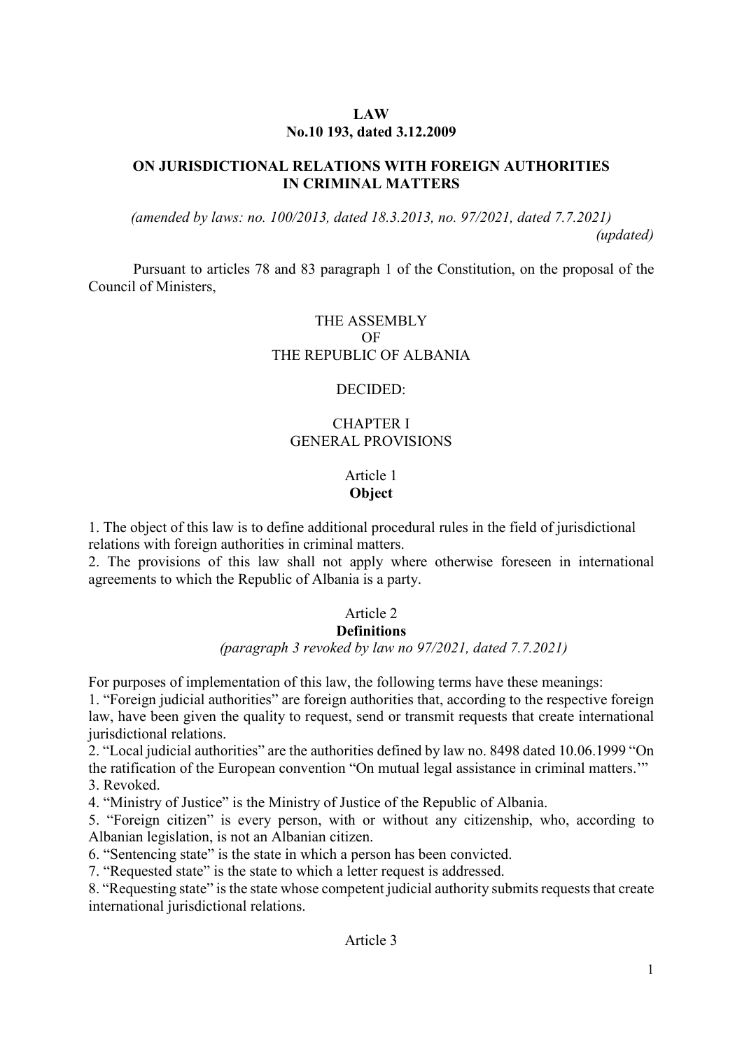**LAW**
**No.10 193, dated 3.12.2009**

# ON JURISDICTIONAL RELATIONS WITH FOREIGN AUTHORITIES IN CRIMINAL MATTERS

*(amended by laws: no. 100/2013, dated 18.3.2013, no. 97/2021, dated 7.7.2021)*
*(updated)*

Pursuant to articles 78 and 83 paragraph 1 of the Constitution, on the proposal of the Council of Ministers,

THE ASSEMBLY
OF
THE REPUBLIC OF ALBANIA

DECIDED:

## CHAPTER I
## GENERAL PROVISIONS

### Article 1
### Object

1. The object of this law is to define additional procedural rules in the field of jurisdictional relations with foreign authorities in criminal matters.
2. The provisions of this law shall not apply where otherwise foreseen in international agreements to which the Republic of Albania is a party.

### Article 2
### Definitions

*(paragraph 3 revoked by law no 97/2021, dated 7.7.2021)*

For purposes of implementation of this law, the following terms have these meanings:
1. "Foreign judicial authorities" are foreign authorities that, according to the respective foreign law, have been given the quality to request, send or transmit requests that create international jurisdictional relations.
2. "Local judicial authorities" are the authorities defined by law no. 8498 dated 10.06.1999 "On the ratification of the European convention "On mutual legal assistance in criminal matters.'"
3. Revoked.
4. "Ministry of Justice" is the Ministry of Justice of the Republic of Albania.
5. "Foreign citizen" is every person, with or without any citizenship, who, according to Albanian legislation, is not an Albanian citizen.
6. "Sentencing state" is the state in which a person has been convicted.
7. "Requested state" is the state to which a letter request is addressed.
8. "Requesting state" is the state whose competent judicial authority submits requests that create international jurisdictional relations.

### Article 3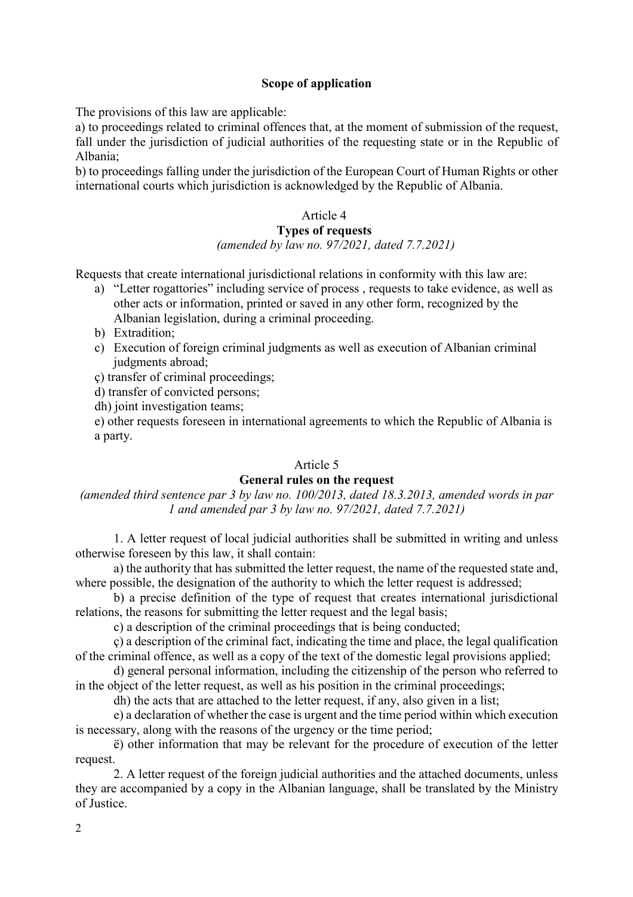**Scope of application**

The provisions of this law are applicable:

a) to proceedings related to criminal offences that, at the moment of submission of the request, fall under the jurisdiction of judicial authorities of the requesting state or in the Republic of Albania;

b) to proceedings falling under the jurisdiction of the European Court of Human Rights or other international courts which jurisdiction is acknowledged by the Republic of Albania.

Article 4

**Types of requests**

*(amended by law no. 97/2021, dated 7.7.2021)*

Requests that create international jurisdictional relations in conformity with this law are:

a) "Letter rogattories" including service of process , requests to take evidence, as well as other acts or information, printed or saved in any other form, recognized by the Albanian legislation, during a criminal proceeding.

b) Extradition;

c) Execution of foreign criminal judgments as well as execution of Albanian criminal judgments abroad;

ç) transfer of criminal proceedings;

d) transfer of convicted persons;

dh) joint investigation teams;

e) other requests foreseen in international agreements to which the Republic of Albania is a party.

Article 5

**General rules on the request**

*(amended third sentence par 3 by law no. 100/2013, dated 18.3.2013, amended words in par 1 and amended par 3 by law no. 97/2021, dated 7.7.2021)*

1. A letter request of local judicial authorities shall be submitted in writing and unless otherwise foreseen by this law, it shall contain:

a) the authority that has submitted the letter request, the name of the requested state and, where possible, the designation of the authority to which the letter request is addressed;

b) a precise definition of the type of request that creates international jurisdictional relations, the reasons for submitting the letter request and the legal basis;

c) a description of the criminal proceedings that is being conducted;

ç) a description of the criminal fact, indicating the time and place, the legal qualification of the criminal offence, as well as a copy of the text of the domestic legal provisions applied;

d) general personal information, including the citizenship of the person who referred to in the object of the letter request, as well as his position in the criminal proceedings;

dh) the acts that are attached to the letter request, if any, also given in a list;

e) a declaration of whether the case is urgent and the time period within which execution is necessary, along with the reasons of the urgency or the time period;

ë) other information that may be relevant for the procedure of execution of the letter request.

2. A letter request of the foreign judicial authorities and the attached documents, unless they are accompanied by a copy in the Albanian language, shall be translated by the Ministry of Justice.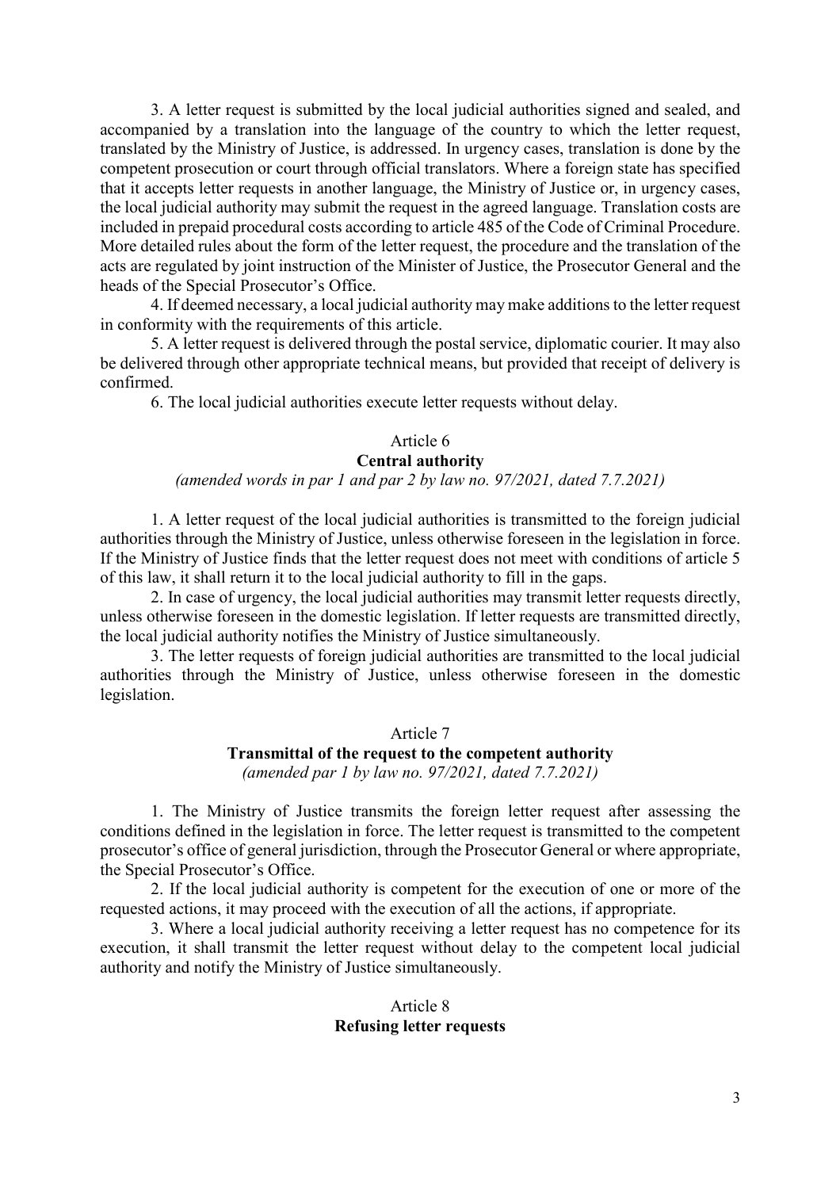3. A letter request is submitted by the local judicial authorities signed and sealed, and accompanied by a translation into the language of the country to which the letter request, translated by the Ministry of Justice, is addressed. In urgency cases, translation is done by the competent prosecution or court through official translators. Where a foreign state has specified that it accepts letter requests in another language, the Ministry of Justice or, in urgency cases, the local judicial authority may submit the request in the agreed language. Translation costs are included in prepaid procedural costs according to article 485 of the Code of Criminal Procedure. More detailed rules about the form of the letter request, the procedure and the translation of the acts are regulated by joint instruction of the Minister of Justice, the Prosecutor General and the heads of the Special Prosecutor's Office.

4. If deemed necessary, a local judicial authority may make additions to the letter request in conformity with the requirements of this article.

5. A letter request is delivered through the postal service, diplomatic courier. It may also be delivered through other appropriate technical means, but provided that receipt of delivery is confirmed.

6. The local judicial authorities execute letter requests without delay.

### Article 6
### Central authority

*(amended words in par 1 and par 2 by law no. 97/2021, dated 7.7.2021)*

1. A letter request of the local judicial authorities is transmitted to the foreign judicial authorities through the Ministry of Justice, unless otherwise foreseen in the legislation in force. If the Ministry of Justice finds that the letter request does not meet with conditions of article 5 of this law, it shall return it to the local judicial authority to fill in the gaps.

2. In case of urgency, the local judicial authorities may transmit letter requests directly, unless otherwise foreseen in the domestic legislation. If letter requests are transmitted directly, the local judicial authority notifies the Ministry of Justice simultaneously.

3. The letter requests of foreign judicial authorities are transmitted to the local judicial authorities through the Ministry of Justice, unless otherwise foreseen in the domestic legislation.

### Article 7
### Transmittal of the request to the competent authority

*(amended par 1 by law no. 97/2021, dated 7.7.2021)*

1. The Ministry of Justice transmits the foreign letter request after assessing the conditions defined in the legislation in force. The letter request is transmitted to the competent prosecutor's office of general jurisdiction, through the Prosecutor General or where appropriate, the Special Prosecutor's Office.

2. If the local judicial authority is competent for the execution of one or more of the requested actions, it may proceed with the execution of all the actions, if appropriate.

3. Where a local judicial authority receiving a letter request has no competence for its execution, it shall transmit the letter request without delay to the competent local judicial authority and notify the Ministry of Justice simultaneously.

### Article 8
### Refusing letter requests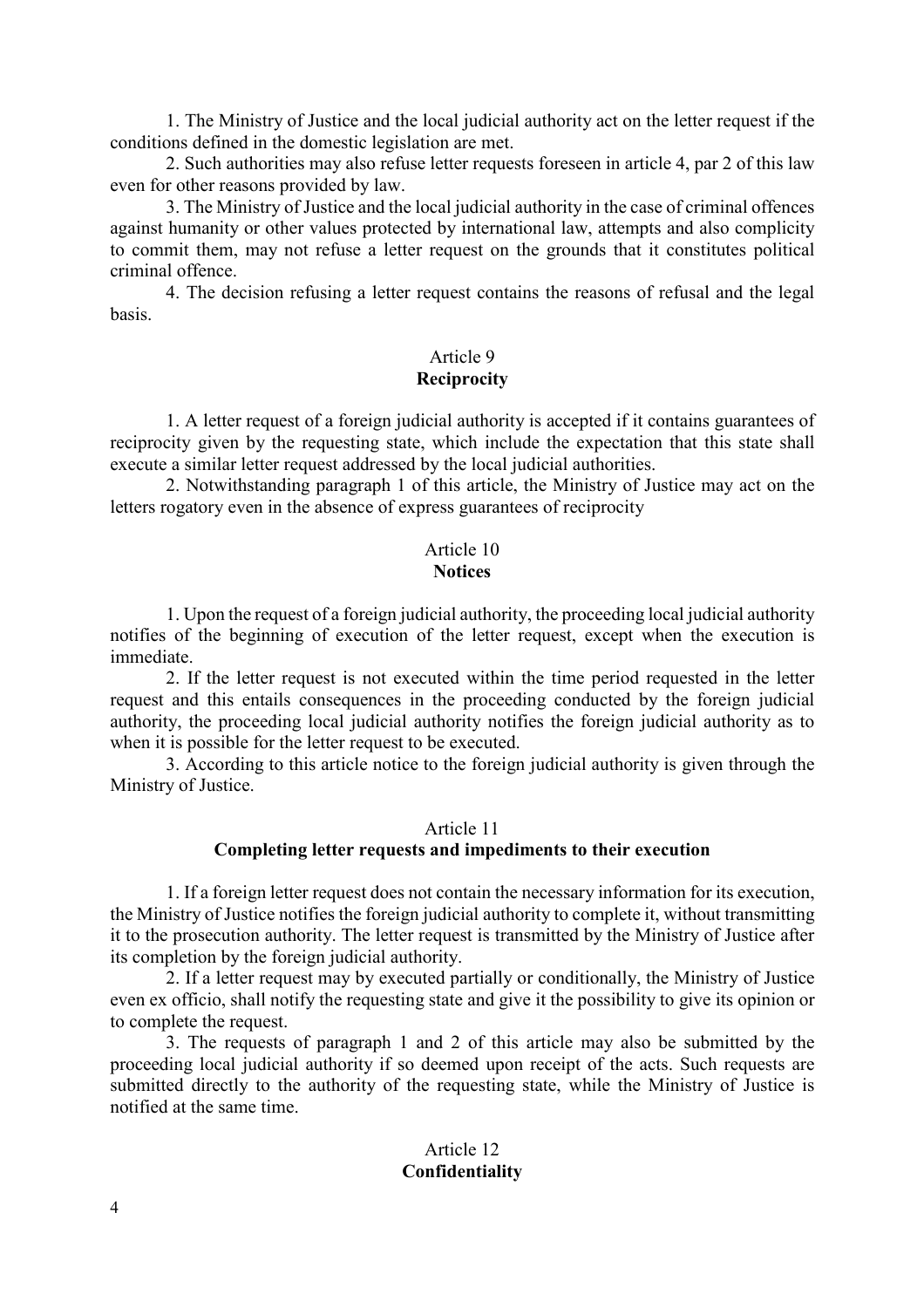1. The Ministry of Justice and the local judicial authority act on the letter request if the conditions defined in the domestic legislation are met.

2. Such authorities may also refuse letter requests foreseen in article 4, par 2 of this law even for other reasons provided by law.

3. The Ministry of Justice and the local judicial authority in the case of criminal offences against humanity or other values protected by international law, attempts and also complicity to commit them, may not refuse a letter request on the grounds that it constitutes political criminal offence.

4. The decision refusing a letter request contains the reasons of refusal and the legal basis.

Article 9
**Reciprocity**

1. A letter request of a foreign judicial authority is accepted if it contains guarantees of reciprocity given by the requesting state, which include the expectation that this state shall execute a similar letter request addressed by the local judicial authorities.

2. Notwithstanding paragraph 1 of this article, the Ministry of Justice may act on the letters rogatory even in the absence of express guarantees of reciprocity

Article 10
**Notices**

1. Upon the request of a foreign judicial authority, the proceeding local judicial authority notifies of the beginning of execution of the letter request, except when the execution is immediate.

2. If the letter request is not executed within the time period requested in the letter request and this entails consequences in the proceeding conducted by the foreign judicial authority, the proceeding local judicial authority notifies the foreign judicial authority as to when it is possible for the letter request to be executed.

3. According to this article notice to the foreign judicial authority is given through the Ministry of Justice.

Article 11
**Completing letter requests and impediments to their execution**

1. If a foreign letter request does not contain the necessary information for its execution, the Ministry of Justice notifies the foreign judicial authority to complete it, without transmitting it to the prosecution authority. The letter request is transmitted by the Ministry of Justice after its completion by the foreign judicial authority.

2. If a letter request may by executed partially or conditionally, the Ministry of Justice even ex officio, shall notify the requesting state and give it the possibility to give its opinion or to complete the request.

3. The requests of paragraph 1 and 2 of this article may also be submitted by the proceeding local judicial authority if so deemed upon receipt of the acts. Such requests are submitted directly to the authority of the requesting state, while the Ministry of Justice is notified at the same time.

Article 12
**Confidentiality**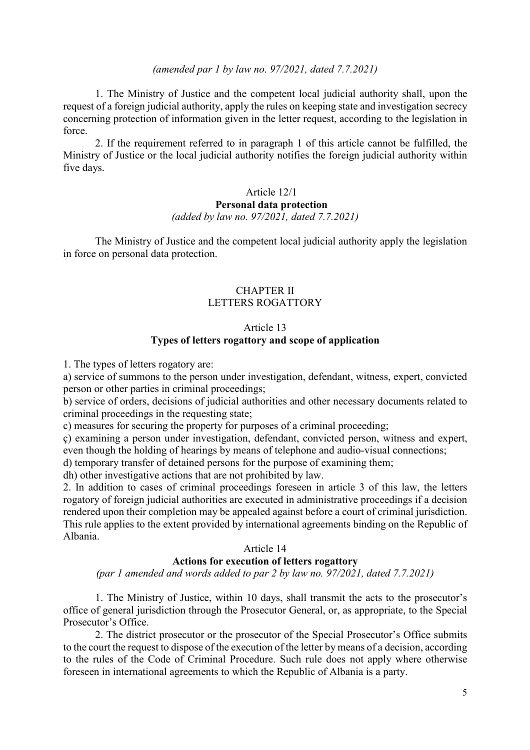*(amended par 1 by law no. 97/2021, dated 7.7.2021)*

1. The Ministry of Justice and the competent local judicial authority shall, upon the request of a foreign judicial authority, apply the rules on keeping state and investigation secrecy concerning protection of information given in the letter request, according to the legislation in force.

2. If the requirement referred to in paragraph 1 of this article cannot be fulfilled, the Ministry of Justice or the local judicial authority notifies the foreign judicial authority within five days.

### Article 12/1
### **Personal data protection**
*(added by law no. 97/2021, dated 7.7.2021)*

The Ministry of Justice and the competent local judicial authority apply the legislation in force on personal data protection.

## CHAPTER II
## LETTERS ROGATTORY

### Article 13
### **Types of letters rogattory and scope of application**

1. The types of letters rogatory are:
a) service of summons to the person under investigation, defendant, witness, expert, convicted person or other parties in criminal proceedings;
b) service of orders, decisions of judicial authorities and other necessary documents related to criminal proceedings in the requesting state;
c) measures for securing the property for purposes of a criminal proceeding;
ç) examining a person under investigation, defendant, convicted person, witness and expert, even though the holding of hearings by means of telephone and audio-visual connections;
d) temporary transfer of detained persons for the purpose of examining them;
dh) other investigative actions that are not prohibited by law.

2. In addition to cases of criminal proceedings foreseen in article 3 of this law, the letters rogatory of foreign judicial authorities are executed in administrative proceedings if a decision rendered upon their completion may be appealed against before a court of criminal jurisdiction. This rule applies to the extent provided by international agreements binding on the Republic of Albania.

### Article 14
### **Actions for execution of letters rogattory**
*(par 1 amended and words added to par 2 by law no. 97/2021, dated 7.7.2021)*

1. The Ministry of Justice, within 10 days, shall transmit the acts to the prosecutor's office of general jurisdiction through the Prosecutor General, or, as appropriate, to the Special Prosecutor's Office.

2. The district prosecutor or the prosecutor of the Special Prosecutor's Office submits to the court the request to dispose of the execution of the letter by means of a decision, according to the rules of the Code of Criminal Procedure. Such rule does not apply where otherwise foreseen in international agreements to which the Republic of Albania is a party.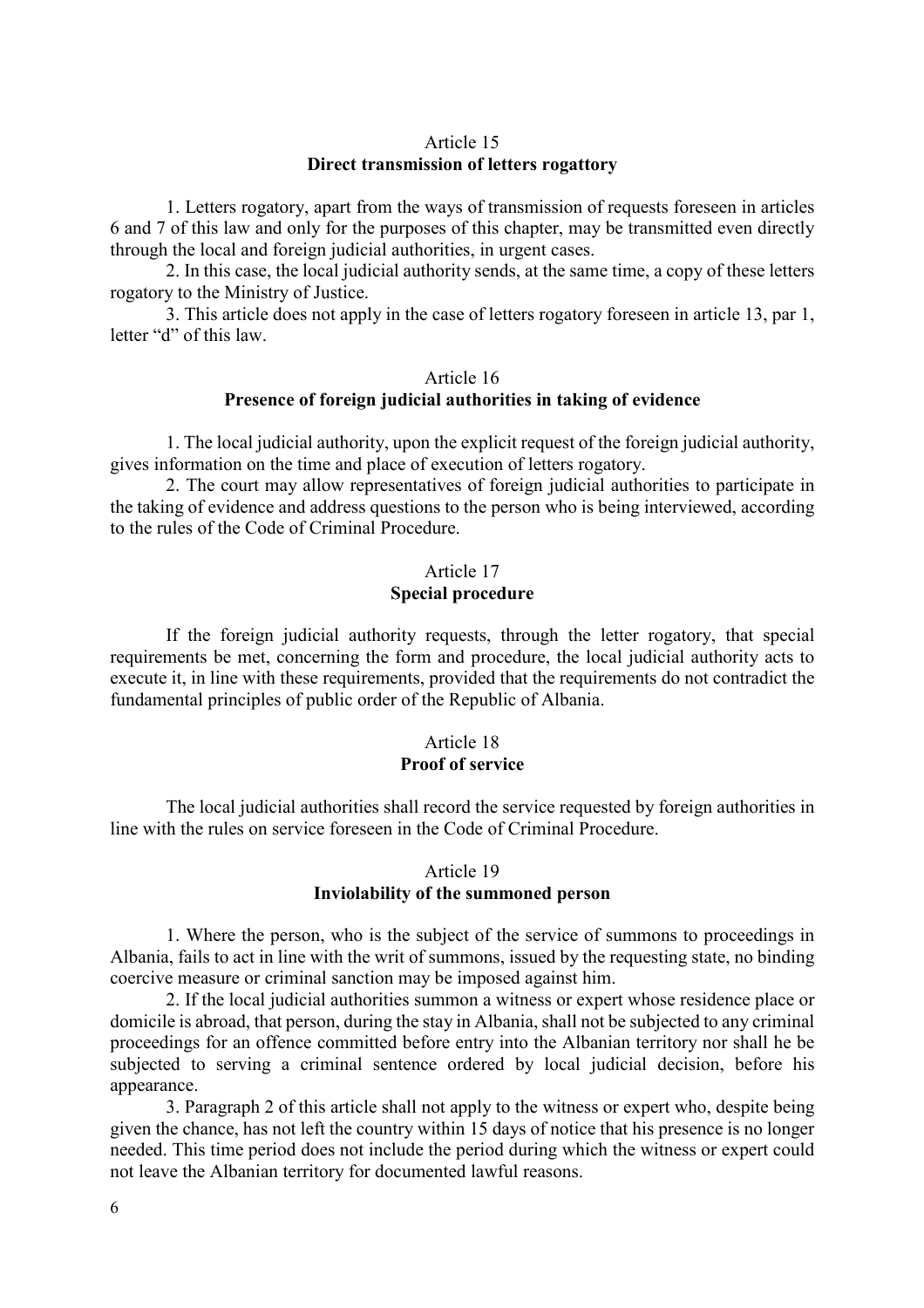## Article 15
## Direct transmission of letters rogattory

1. Letters rogatory, apart from the ways of transmission of requests foreseen in articles 6 and 7 of this law and only for the purposes of this chapter, may be transmitted even directly through the local and foreign judicial authorities, in urgent cases.

2. In this case, the local judicial authority sends, at the same time, a copy of these letters rogatory to the Ministry of Justice.

3. This article does not apply in the case of letters rogatory foreseen in article 13, par 1, letter "d" of this law.

## Article 16
## Presence of foreign judicial authorities in taking of evidence

1. The local judicial authority, upon the explicit request of the foreign judicial authority, gives information on the time and place of execution of letters rogatory.

2. The court may allow representatives of foreign judicial authorities to participate in the taking of evidence and address questions to the person who is being interviewed, according to the rules of the Code of Criminal Procedure.

## Article 17
## Special procedure

If the foreign judicial authority requests, through the letter rogatory, that special requirements be met, concerning the form and procedure, the local judicial authority acts to execute it, in line with these requirements, provided that the requirements do not contradict the fundamental principles of public order of the Republic of Albania.

## Article 18
## Proof of service

The local judicial authorities shall record the service requested by foreign authorities in line with the rules on service foreseen in the Code of Criminal Procedure.

## Article 19
## Inviolability of the summoned person

1. Where the person, who is the subject of the service of summons to proceedings in Albania, fails to act in line with the writ of summons, issued by the requesting state, no binding coercive measure or criminal sanction may be imposed against him.

2. If the local judicial authorities summon a witness or expert whose residence place or domicile is abroad, that person, during the stay in Albania, shall not be subjected to any criminal proceedings for an offence committed before entry into the Albanian territory nor shall he be subjected to serving a criminal sentence ordered by local judicial decision, before his appearance.

3. Paragraph 2 of this article shall not apply to the witness or expert who, despite being given the chance, has not left the country within 15 days of notice that his presence is no longer needed. This time period does not include the period during which the witness or expert could not leave the Albanian territory for documented lawful reasons.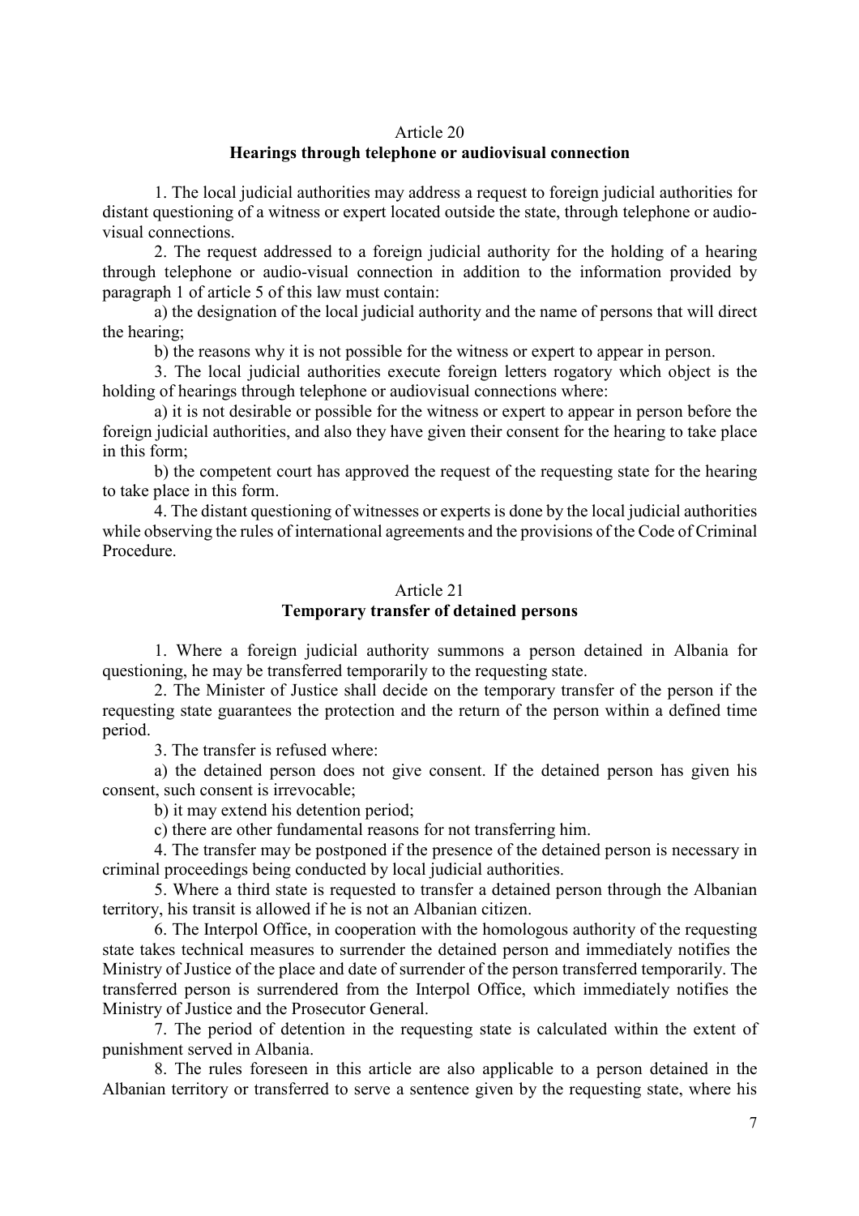## Article 20

### Hearings through telephone or audiovisual connection

1. The local judicial authorities may address a request to foreign judicial authorities for distant questioning of a witness or expert located outside the state, through telephone or audio-visual connections.

2. The request addressed to a foreign judicial authority for the holding of a hearing through telephone or audio-visual connection in addition to the information provided by paragraph 1 of article 5 of this law must contain:

a) the designation of the local judicial authority and the name of persons that will direct the hearing;

b) the reasons why it is not possible for the witness or expert to appear in person.

3. The local judicial authorities execute foreign letters rogatory which object is the holding of hearings through telephone or audiovisual connections where:

a) it is not desirable or possible for the witness or expert to appear in person before the foreign judicial authorities, and also they have given their consent for the hearing to take place in this form;

b) the competent court has approved the request of the requesting state for the hearing to take place in this form.

4. The distant questioning of witnesses or experts is done by the local judicial authorities while observing the rules of international agreements and the provisions of the Code of Criminal Procedure.

## Article 21

### Temporary transfer of detained persons

1. Where a foreign judicial authority summons a person detained in Albania for questioning, he may be transferred temporarily to the requesting state.

2. The Minister of Justice shall decide on the temporary transfer of the person if the requesting state guarantees the protection and the return of the person within a defined time period.

3. The transfer is refused where:

a) the detained person does not give consent. If the detained person has given his consent, such consent is irrevocable;

b) it may extend his detention period;

c) there are other fundamental reasons for not transferring him.

4. The transfer may be postponed if the presence of the detained person is necessary in criminal proceedings being conducted by local judicial authorities.

5. Where a third state is requested to transfer a detained person through the Albanian territory, his transit is allowed if he is not an Albanian citizen.

6. The Interpol Office, in cooperation with the homologous authority of the requesting state takes technical measures to surrender the detained person and immediately notifies the Ministry of Justice of the place and date of surrender of the person transferred temporarily. The transferred person is surrendered from the Interpol Office, which immediately notifies the Ministry of Justice and the Prosecutor General.

7. The period of detention in the requesting state is calculated within the extent of punishment served in Albania.

8. The rules foreseen in this article are also applicable to a person detained in the Albanian territory or transferred to serve a sentence given by the requesting state, where his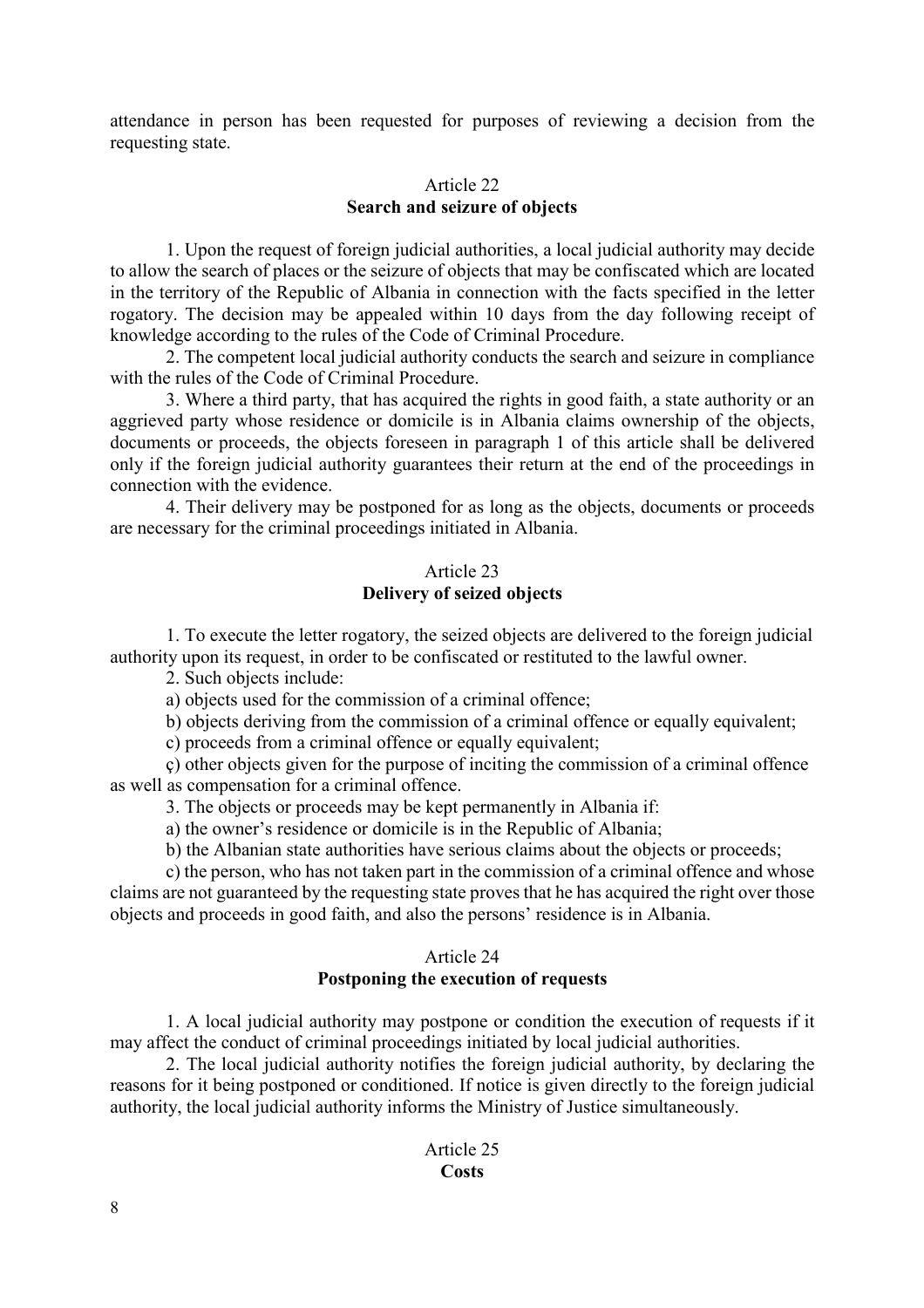attendance in person has been requested for purposes of reviewing a decision from the requesting state.

## Article 22
**Search and seizure of objects**

1. Upon the request of foreign judicial authorities, a local judicial authority may decide to allow the search of places or the seizure of objects that may be confiscated which are located in the territory of the Republic of Albania in connection with the facts specified in the letter rogatory. The decision may be appealed within 10 days from the day following receipt of knowledge according to the rules of the Code of Criminal Procedure.

2. The competent local judicial authority conducts the search and seizure in compliance with the rules of the Code of Criminal Procedure.

3. Where a third party, that has acquired the rights in good faith, a state authority or an aggrieved party whose residence or domicile is in Albania claims ownership of the objects, documents or proceeds, the objects foreseen in paragraph 1 of this article shall be delivered only if the foreign judicial authority guarantees their return at the end of the proceedings in connection with the evidence.

4. Their delivery may be postponed for as long as the objects, documents or proceeds are necessary for the criminal proceedings initiated in Albania.

## Article 23
**Delivery of seized objects**

1. To execute the letter rogatory, the seized objects are delivered to the foreign judicial authority upon its request, in order to be confiscated or restituted to the lawful owner.

2. Such objects include:

a) objects used for the commission of a criminal offence;

b) objects deriving from the commission of a criminal offence or equally equivalent;

c) proceeds from a criminal offence or equally equivalent;

ç) other objects given for the purpose of inciting the commission of a criminal offence as well as compensation for a criminal offence.

3. The objects or proceeds may be kept permanently in Albania if:

a) the owner's residence or domicile is in the Republic of Albania;

b) the Albanian state authorities have serious claims about the objects or proceeds;

c) the person, who has not taken part in the commission of a criminal offence and whose claims are not guaranteed by the requesting state proves that he has acquired the right over those objects and proceeds in good faith, and also the persons' residence is in Albania.

## Article 24
**Postponing the execution of requests**

1. A local judicial authority may postpone or condition the execution of requests if it may affect the conduct of criminal proceedings initiated by local judicial authorities.

2. The local judicial authority notifies the foreign judicial authority, by declaring the reasons for it being postponed or conditioned. If notice is given directly to the foreign judicial authority, the local judicial authority informs the Ministry of Justice simultaneously.

## Article 25
**Costs**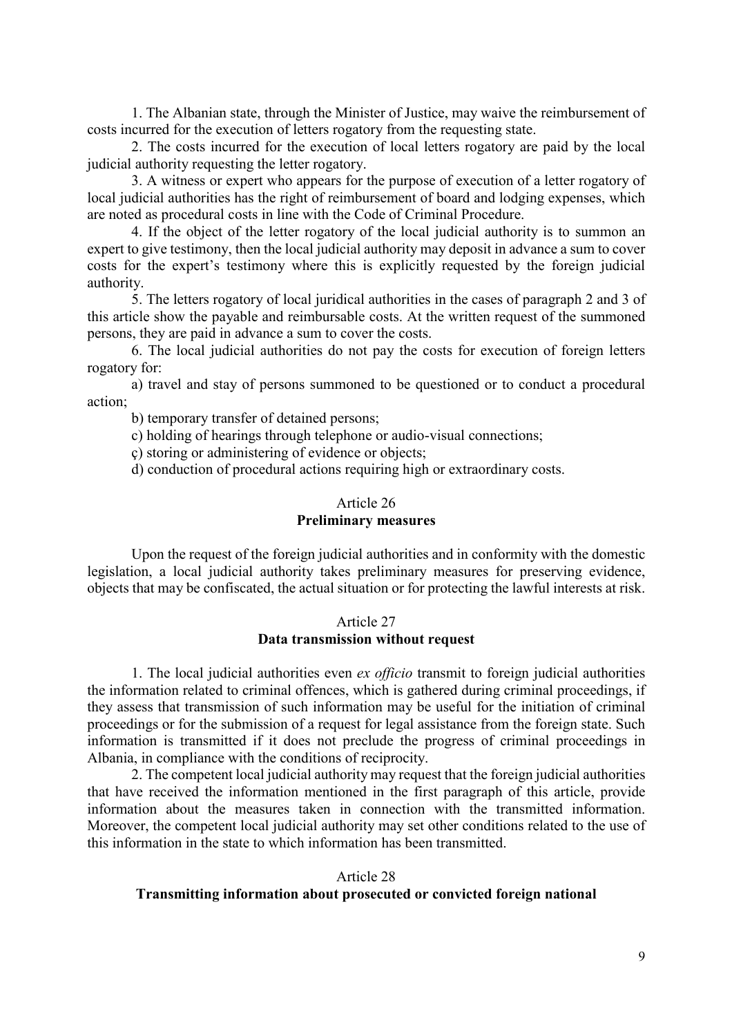1. The Albanian state, through the Minister of Justice, may waive the reimbursement of costs incurred for the execution of letters rogatory from the requesting state.

2. The costs incurred for the execution of local letters rogatory are paid by the local judicial authority requesting the letter rogatory.

3. A witness or expert who appears for the purpose of execution of a letter rogatory of local judicial authorities has the right of reimbursement of board and lodging expenses, which are noted as procedural costs in line with the Code of Criminal Procedure.

4. If the object of the letter rogatory of the local judicial authority is to summon an expert to give testimony, then the local judicial authority may deposit in advance a sum to cover costs for the expert's testimony where this is explicitly requested by the foreign judicial authority.

5. The letters rogatory of local juridical authorities in the cases of paragraph 2 and 3 of this article show the payable and reimbursable costs. At the written request of the summoned persons, they are paid in advance a sum to cover the costs.

6. The local judicial authorities do not pay the costs for execution of foreign letters rogatory for:

a) travel and stay of persons summoned to be questioned or to conduct a procedural action;

b) temporary transfer of detained persons;

c) holding of hearings through telephone or audio-visual connections;

ç) storing or administering of evidence or objects;

d) conduction of procedural actions requiring high or extraordinary costs.

## Article 26
**Preliminary measures**

Upon the request of the foreign judicial authorities and in conformity with the domestic legislation, a local judicial authority takes preliminary measures for preserving evidence, objects that may be confiscated, the actual situation or for protecting the lawful interests at risk.

## Article 27
**Data transmission without request**

1. The local judicial authorities even *ex officio* transmit to foreign judicial authorities the information related to criminal offences, which is gathered during criminal proceedings, if they assess that transmission of such information may be useful for the initiation of criminal proceedings or for the submission of a request for legal assistance from the foreign state. Such information is transmitted if it does not preclude the progress of criminal proceedings in Albania, in compliance with the conditions of reciprocity.

2. The competent local judicial authority may request that the foreign judicial authorities that have received the information mentioned in the first paragraph of this article, provide information about the measures taken in connection with the transmitted information. Moreover, the competent local judicial authority may set other conditions related to the use of this information in the state to which information has been transmitted.

## Article 28
**Transmitting information about prosecuted or convicted foreign national**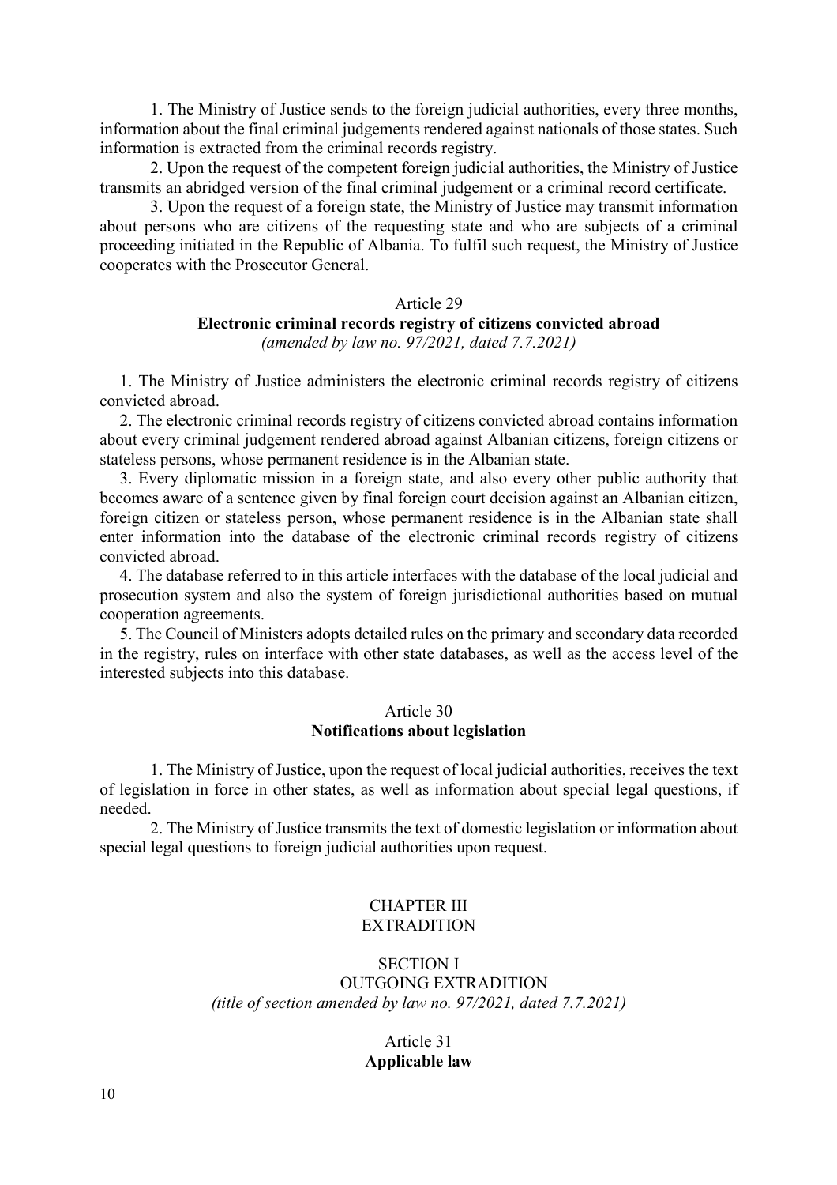1. The Ministry of Justice sends to the foreign judicial authorities, every three months, information about the final criminal judgements rendered against nationals of those states. Such information is extracted from the criminal records registry.

2. Upon the request of the competent foreign judicial authorities, the Ministry of Justice transmits an abridged version of the final criminal judgement or a criminal record certificate.

3. Upon the request of a foreign state, the Ministry of Justice may transmit information about persons who are citizens of the requesting state and who are subjects of a criminal proceeding initiated in the Republic of Albania. To fulfil such request, the Ministry of Justice cooperates with the Prosecutor General.

Article 29
**Electronic criminal records registry of citizens convicted abroad**
*(amended by law no. 97/2021, dated 7.7.2021)*

1. The Ministry of Justice administers the electronic criminal records registry of citizens convicted abroad.

2. The electronic criminal records registry of citizens convicted abroad contains information about every criminal judgement rendered abroad against Albanian citizens, foreign citizens or stateless persons, whose permanent residence is in the Albanian state.

3. Every diplomatic mission in a foreign state, and also every other public authority that becomes aware of a sentence given by final foreign court decision against an Albanian citizen, foreign citizen or stateless person, whose permanent residence is in the Albanian state shall enter information into the database of the electronic criminal records registry of citizens convicted abroad.

4. The database referred to in this article interfaces with the database of the local judicial and prosecution system and also the system of foreign jurisdictional authorities based on mutual cooperation agreements.

5. The Council of Ministers adopts detailed rules on the primary and secondary data recorded in the registry, rules on interface with other state databases, as well as the access level of the interested subjects into this database.

Article 30
**Notifications about legislation**

1. The Ministry of Justice, upon the request of local judicial authorities, receives the text of legislation in force in other states, as well as information about special legal questions, if needed.

2. The Ministry of Justice transmits the text of domestic legislation or information about special legal questions to foreign judicial authorities upon request.

## CHAPTER III
## EXTRADITION

### SECTION I
### OUTGOING EXTRADITION
*(title of section amended by law no. 97/2021, dated 7.7.2021)*

Article 31
**Applicable law**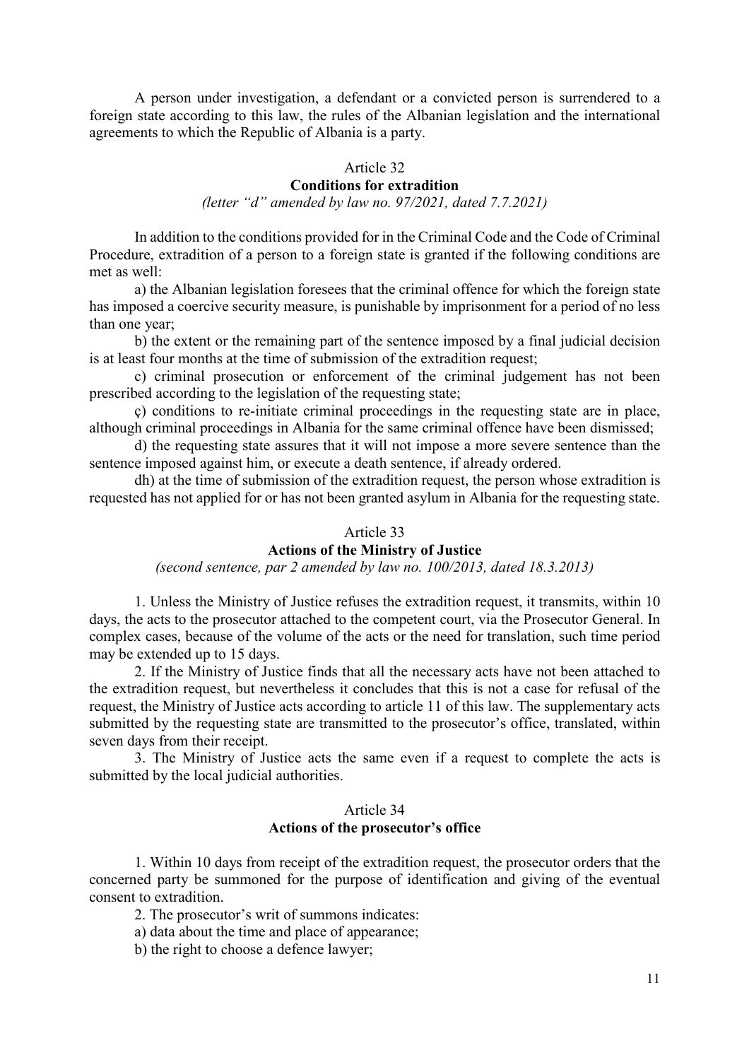A person under investigation, a defendant or a convicted person is surrendered to a foreign state according to this law, the rules of the Albanian legislation and the international agreements to which the Republic of Albania is a party.

### Article 32
### Conditions for extradition

*(letter "d" amended by law no. 97/2021, dated 7.7.2021)*

In addition to the conditions provided for in the Criminal Code and the Code of Criminal Procedure, extradition of a person to a foreign state is granted if the following conditions are met as well:

a) the Albanian legislation foresees that the criminal offence for which the foreign state has imposed a coercive security measure, is punishable by imprisonment for a period of no less than one year;

b) the extent or the remaining part of the sentence imposed by a final judicial decision is at least four months at the time of submission of the extradition request;

c) criminal prosecution or enforcement of the criminal judgement has not been prescribed according to the legislation of the requesting state;

ç) conditions to re-initiate criminal proceedings in the requesting state are in place, although criminal proceedings in Albania for the same criminal offence have been dismissed;

d) the requesting state assures that it will not impose a more severe sentence than the sentence imposed against him, or execute a death sentence, if already ordered.

dh) at the time of submission of the extradition request, the person whose extradition is requested has not applied for or has not been granted asylum in Albania for the requesting state.

### Article 33
### Actions of the Ministry of Justice

*(second sentence, par 2 amended by law no. 100/2013, dated 18.3.2013)*

1. Unless the Ministry of Justice refuses the extradition request, it transmits, within 10 days, the acts to the prosecutor attached to the competent court, via the Prosecutor General. In complex cases, because of the volume of the acts or the need for translation, such time period may be extended up to 15 days.

2. If the Ministry of Justice finds that all the necessary acts have not been attached to the extradition request, but nevertheless it concludes that this is not a case for refusal of the request, the Ministry of Justice acts according to article 11 of this law. The supplementary acts submitted by the requesting state are transmitted to the prosecutor's office, translated, within seven days from their receipt.

3. The Ministry of Justice acts the same even if a request to complete the acts is submitted by the local judicial authorities.

### Article 34
### Actions of the prosecutor's office

1. Within 10 days from receipt of the extradition request, the prosecutor orders that the concerned party be summoned for the purpose of identification and giving of the eventual consent to extradition.

2. The prosecutor's writ of summons indicates:

a) data about the time and place of appearance;

b) the right to choose a defence lawyer;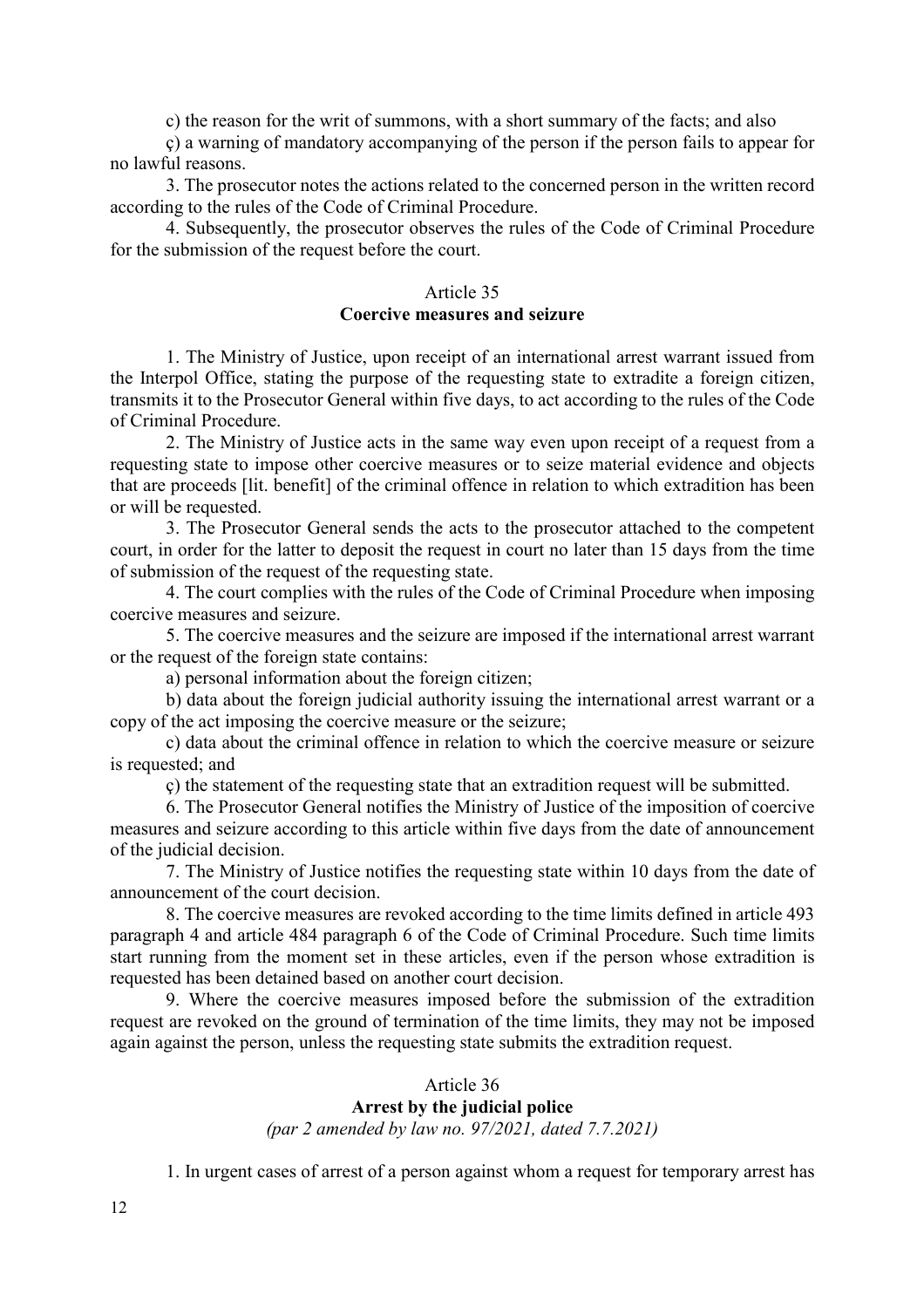c) the reason for the writ of summons, with a short summary of the facts; and also

ç) a warning of mandatory accompanying of the person if the person fails to appear for no lawful reasons.

3. The prosecutor notes the actions related to the concerned person in the written record according to the rules of the Code of Criminal Procedure.

4. Subsequently, the prosecutor observes the rules of the Code of Criminal Procedure for the submission of the request before the court.

### Article 35
### **Coercive measures and seizure**

1. The Ministry of Justice, upon receipt of an international arrest warrant issued from the Interpol Office, stating the purpose of the requesting state to extradite a foreign citizen, transmits it to the Prosecutor General within five days, to act according to the rules of the Code of Criminal Procedure.

2. The Ministry of Justice acts in the same way even upon receipt of a request from a requesting state to impose other coercive measures or to seize material evidence and objects that are proceeds [lit. benefit] of the criminal offence in relation to which extradition has been or will be requested.

3. The Prosecutor General sends the acts to the prosecutor attached to the competent court, in order for the latter to deposit the request in court no later than 15 days from the time of submission of the request of the requesting state.

4. The court complies with the rules of the Code of Criminal Procedure when imposing coercive measures and seizure.

5. The coercive measures and the seizure are imposed if the international arrest warrant or the request of the foreign state contains:

a) personal information about the foreign citizen;

b) data about the foreign judicial authority issuing the international arrest warrant or a copy of the act imposing the coercive measure or the seizure;

c) data about the criminal offence in relation to which the coercive measure or seizure is requested; and

ç) the statement of the requesting state that an extradition request will be submitted.

6. The Prosecutor General notifies the Ministry of Justice of the imposition of coercive measures and seizure according to this article within five days from the date of announcement of the judicial decision.

7. The Ministry of Justice notifies the requesting state within 10 days from the date of announcement of the court decision.

8. The coercive measures are revoked according to the time limits defined in article 493 paragraph 4 and article 484 paragraph 6 of the Code of Criminal Procedure. Such time limits start running from the moment set in these articles, even if the person whose extradition is requested has been detained based on another court decision.

9. Where the coercive measures imposed before the submission of the extradition request are revoked on the ground of termination of the time limits, they may not be imposed again against the person, unless the requesting state submits the extradition request.

### Article 36
### **Arrest by the judicial police**
*(par 2 amended by law no. 97/2021, dated 7.7.2021)*

1. In urgent cases of arrest of a person against whom a request for temporary arrest has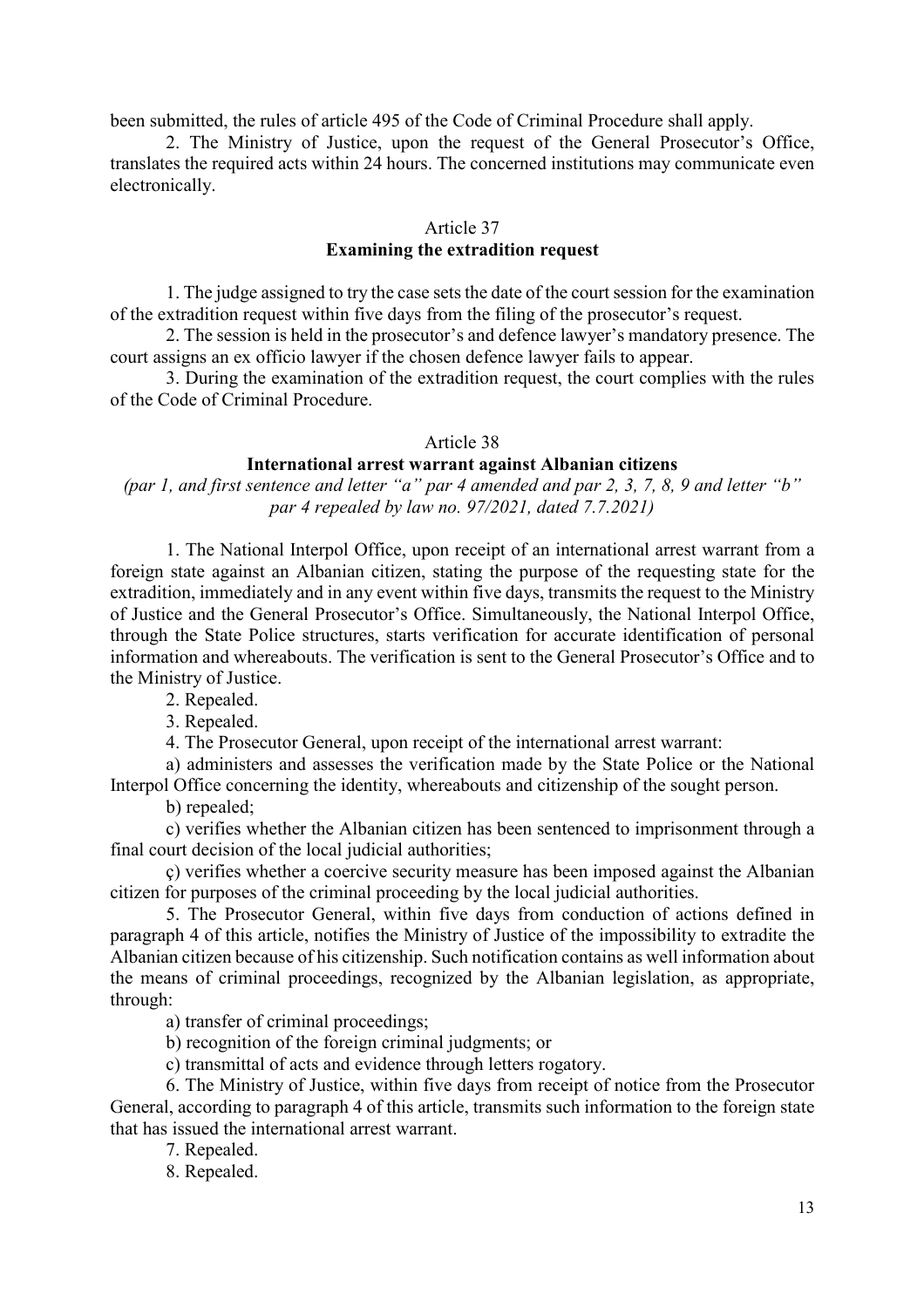been submitted, the rules of article 495 of the Code of Criminal Procedure shall apply.

2. The Ministry of Justice, upon the request of the General Prosecutor's Office, translates the required acts within 24 hours. The concerned institutions may communicate even electronically.

## Article 37
## Examining the extradition request

1. The judge assigned to try the case sets the date of the court session for the examination of the extradition request within five days from the filing of the prosecutor's request.

2. The session is held in the prosecutor's and defence lawyer's mandatory presence. The court assigns an ex officio lawyer if the chosen defence lawyer fails to appear.

3. During the examination of the extradition request, the court complies with the rules of the Code of Criminal Procedure.

## Article 38
## International arrest warrant against Albanian citizens

*(par 1, and first sentence and letter "a" par 4 amended and par 2, 3, 7, 8, 9 and letter "b" par 4 repealed by law no. 97/2021, dated 7.7.2021)*

1. The National Interpol Office, upon receipt of an international arrest warrant from a foreign state against an Albanian citizen, stating the purpose of the requesting state for the extradition, immediately and in any event within five days, transmits the request to the Ministry of Justice and the General Prosecutor's Office. Simultaneously, the National Interpol Office, through the State Police structures, starts verification for accurate identification of personal information and whereabouts. The verification is sent to the General Prosecutor's Office and to the Ministry of Justice.

2. Repealed.

3. Repealed.

4. The Prosecutor General, upon receipt of the international arrest warrant:

a) administers and assesses the verification made by the State Police or the National Interpol Office concerning the identity, whereabouts and citizenship of the sought person.

b) repealed;

c) verifies whether the Albanian citizen has been sentenced to imprisonment through a final court decision of the local judicial authorities;

ç) verifies whether a coercive security measure has been imposed against the Albanian citizen for purposes of the criminal proceeding by the local judicial authorities.

5. The Prosecutor General, within five days from conduction of actions defined in paragraph 4 of this article, notifies the Ministry of Justice of the impossibility to extradite the Albanian citizen because of his citizenship. Such notification contains as well information about the means of criminal proceedings, recognized by the Albanian legislation, as appropriate, through:

a) transfer of criminal proceedings;

b) recognition of the foreign criminal judgments; or

c) transmittal of acts and evidence through letters rogatory.

6. The Ministry of Justice, within five days from receipt of notice from the Prosecutor General, according to paragraph 4 of this article, transmits such information to the foreign state that has issued the international arrest warrant.

7. Repealed.

8. Repealed.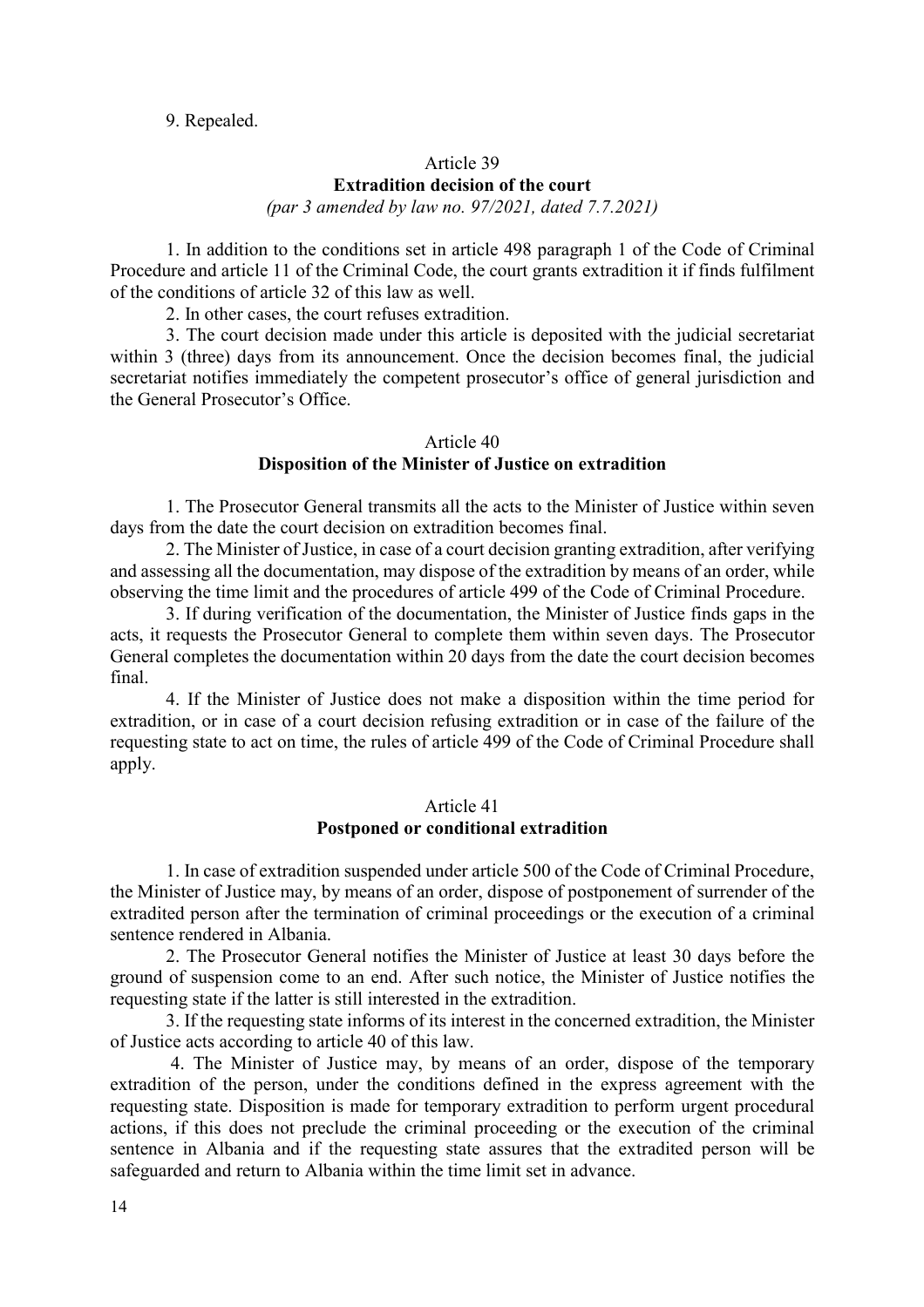9. Repealed.

### Article 39
### Extradition decision of the court
*(par 3 amended by law no. 97/2021, dated 7.7.2021)*

1. In addition to the conditions set in article 498 paragraph 1 of the Code of Criminal Procedure and article 11 of the Criminal Code, the court grants extradition it if finds fulfilment of the conditions of article 32 of this law as well.

2. In other cases, the court refuses extradition.

3. The court decision made under this article is deposited with the judicial secretariat within 3 (three) days from its announcement. Once the decision becomes final, the judicial secretariat notifies immediately the competent prosecutor's office of general jurisdiction and the General Prosecutor's Office.

### Article 40
### Disposition of the Minister of Justice on extradition

1. The Prosecutor General transmits all the acts to the Minister of Justice within seven days from the date the court decision on extradition becomes final.

2. The Minister of Justice, in case of a court decision granting extradition, after verifying and assessing all the documentation, may dispose of the extradition by means of an order, while observing the time limit and the procedures of article 499 of the Code of Criminal Procedure.

3. If during verification of the documentation, the Minister of Justice finds gaps in the acts, it requests the Prosecutor General to complete them within seven days. The Prosecutor General completes the documentation within 20 days from the date the court decision becomes final.

4. If the Minister of Justice does not make a disposition within the time period for extradition, or in case of a court decision refusing extradition or in case of the failure of the requesting state to act on time, the rules of article 499 of the Code of Criminal Procedure shall apply.

### Article 41
### Postponed or conditional extradition

1. In case of extradition suspended under article 500 of the Code of Criminal Procedure, the Minister of Justice may, by means of an order, dispose of postponement of surrender of the extradited person after the termination of criminal proceedings or the execution of a criminal sentence rendered in Albania.

2. The Prosecutor General notifies the Minister of Justice at least 30 days before the ground of suspension come to an end. After such notice, the Minister of Justice notifies the requesting state if the latter is still interested in the extradition.

3. If the requesting state informs of its interest in the concerned extradition, the Minister of Justice acts according to article 40 of this law.

4. The Minister of Justice may, by means of an order, dispose of the temporary extradition of the person, under the conditions defined in the express agreement with the requesting state. Disposition is made for temporary extradition to perform urgent procedural actions, if this does not preclude the criminal proceeding or the execution of the criminal sentence in Albania and if the requesting state assures that the extradited person will be safeguarded and return to Albania within the time limit set in advance.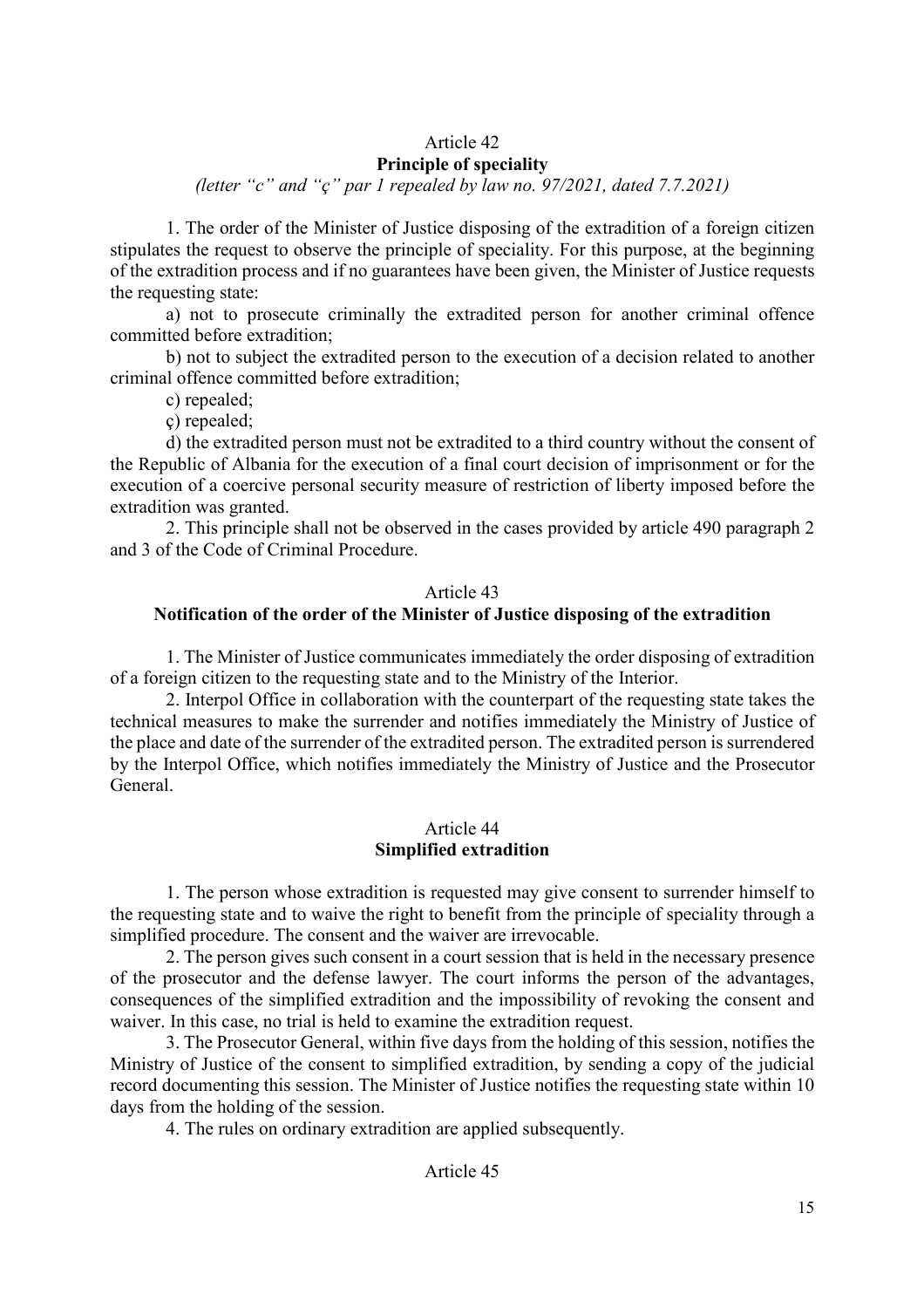## Article 42
**Principle of speciality**

*(letter "c" and "ç" par 1 repealed by law no. 97/2021, dated 7.7.2021)*

1. The order of the Minister of Justice disposing of the extradition of a foreign citizen stipulates the request to observe the principle of speciality. For this purpose, at the beginning of the extradition process and if no guarantees have been given, the Minister of Justice requests the requesting state:

a) not to prosecute criminally the extradited person for another criminal offence committed before extradition;

b) not to subject the extradited person to the execution of a decision related to another criminal offence committed before extradition;

c) repealed;

ç) repealed;

d) the extradited person must not be extradited to a third country without the consent of the Republic of Albania for the execution of a final court decision of imprisonment or for the execution of a coercive personal security measure of restriction of liberty imposed before the extradition was granted.

2. This principle shall not be observed in the cases provided by article 490 paragraph 2 and 3 of the Code of Criminal Procedure.

## Article 43
**Notification of the order of the Minister of Justice disposing of the extradition**

1. The Minister of Justice communicates immediately the order disposing of extradition of a foreign citizen to the requesting state and to the Ministry of the Interior.

2. Interpol Office in collaboration with the counterpart of the requesting state takes the technical measures to make the surrender and notifies immediately the Ministry of Justice of the place and date of the surrender of the extradited person. The extradited person is surrendered by the Interpol Office, which notifies immediately the Ministry of Justice and the Prosecutor General.

## Article 44
**Simplified extradition**

1. The person whose extradition is requested may give consent to surrender himself to the requesting state and to waive the right to benefit from the principle of speciality through a simplified procedure. The consent and the waiver are irrevocable.

2. The person gives such consent in a court session that is held in the necessary presence of the prosecutor and the defense lawyer. The court informs the person of the advantages, consequences of the simplified extradition and the impossibility of revoking the consent and waiver. In this case, no trial is held to examine the extradition request.

3. The Prosecutor General, within five days from the holding of this session, notifies the Ministry of Justice of the consent to simplified extradition, by sending a copy of the judicial record documenting this session. The Minister of Justice notifies the requesting state within 10 days from the holding of the session.

4. The rules on ordinary extradition are applied subsequently.

## Article 45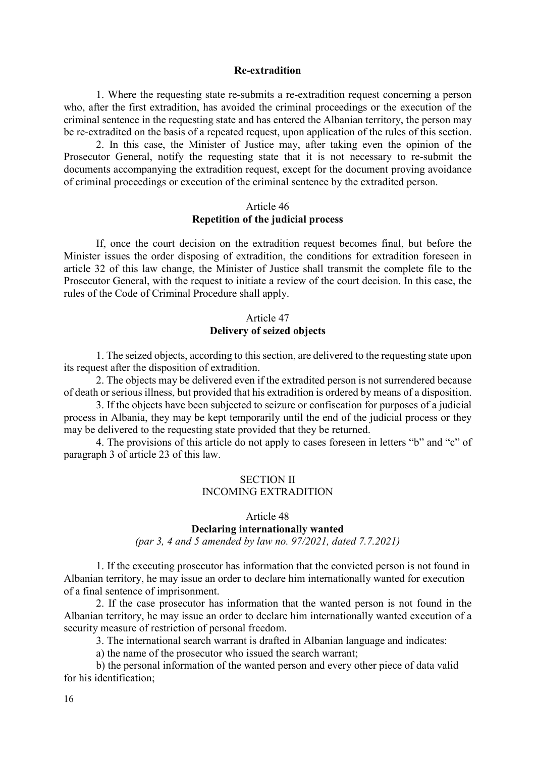**Re-extradition**

1. Where the requesting state re-submits a re-extradition request concerning a person who, after the first extradition, has avoided the criminal proceedings or the execution of the criminal sentence in the requesting state and has entered the Albanian territory, the person may be re-extradited on the basis of a repeated request, upon application of the rules of this section.

2. In this case, the Minister of Justice may, after taking even the opinion of the Prosecutor General, notify the requesting state that it is not necessary to re-submit the documents accompanying the extradition request, except for the document proving avoidance of criminal proceedings or execution of the criminal sentence by the extradited person.

Article 46
**Repetition of the judicial process**

If, once the court decision on the extradition request becomes final, but before the Minister issues the order disposing of extradition, the conditions for extradition foreseen in article 32 of this law change, the Minister of Justice shall transmit the complete file to the Prosecutor General, with the request to initiate a review of the court decision. In this case, the rules of the Code of Criminal Procedure shall apply.

Article 47
**Delivery of seized objects**

1. The seized objects, according to this section, are delivered to the requesting state upon its request after the disposition of extradition.

2. The objects may be delivered even if the extradited person is not surrendered because of death or serious illness, but provided that his extradition is ordered by means of a disposition.

3. If the objects have been subjected to seizure or confiscation for purposes of a judicial process in Albania, they may be kept temporarily until the end of the judicial process or they may be delivered to the requesting state provided that they be returned.

4. The provisions of this article do not apply to cases foreseen in letters "b" and "c" of paragraph 3 of article 23 of this law.

SECTION II
INCOMING EXTRADITION

Article 48
**Declaring internationally wanted**
*(par 3, 4 and 5 amended by law no. 97/2021, dated 7.7.2021)*

1. If the executing prosecutor has information that the convicted person is not found in Albanian territory, he may issue an order to declare him internationally wanted for execution of a final sentence of imprisonment.

2. If the case prosecutor has information that the wanted person is not found in the Albanian territory, he may issue an order to declare him internationally wanted execution of a security measure of restriction of personal freedom.

3. The international search warrant is drafted in Albanian language and indicates:

a) the name of the prosecutor who issued the search warrant;

b) the personal information of the wanted person and every other piece of data valid for his identification;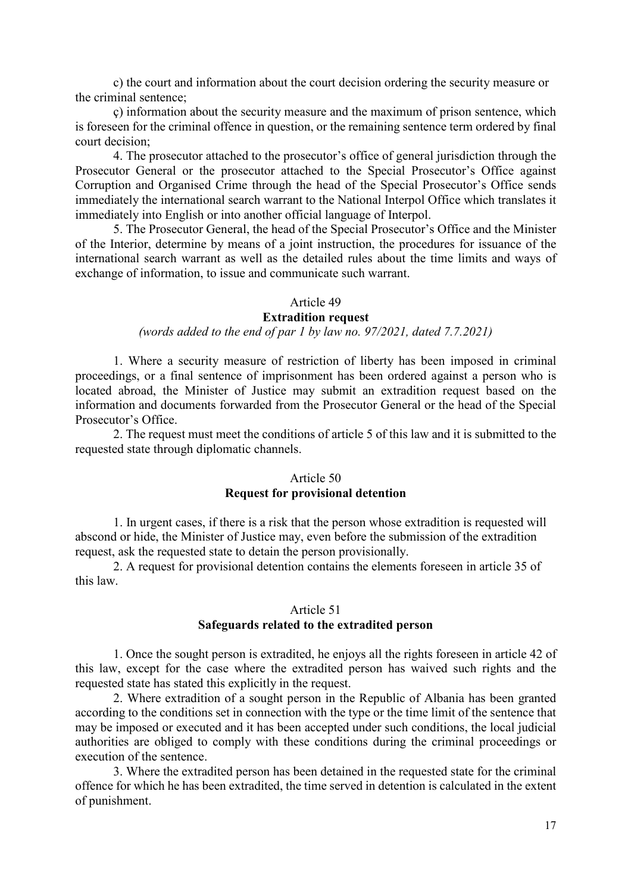c) the court and information about the court decision ordering the security measure or the criminal sentence;

ç) information about the security measure and the maximum of prison sentence, which is foreseen for the criminal offence in question, or the remaining sentence term ordered by final court decision;

4. The prosecutor attached to the prosecutor's office of general jurisdiction through the Prosecutor General or the prosecutor attached to the Special Prosecutor's Office against Corruption and Organised Crime through the head of the Special Prosecutor's Office sends immediately the international search warrant to the National Interpol Office which translates it immediately into English or into another official language of Interpol.

5. The Prosecutor General, the head of the Special Prosecutor's Office and the Minister of the Interior, determine by means of a joint instruction, the procedures for issuance of the international search warrant as well as the detailed rules about the time limits and ways of exchange of information, to issue and communicate such warrant.

### Article 49
### Extradition request
*(words added to the end of par 1 by law no. 97/2021, dated 7.7.2021)*

1. Where a security measure of restriction of liberty has been imposed in criminal proceedings, or a final sentence of imprisonment has been ordered against a person who is located abroad, the Minister of Justice may submit an extradition request based on the information and documents forwarded from the Prosecutor General or the head of the Special Prosecutor's Office.

2. The request must meet the conditions of article 5 of this law and it is submitted to the requested state through diplomatic channels.

### Article 50
### Request for provisional detention

1. In urgent cases, if there is a risk that the person whose extradition is requested will abscond or hide, the Minister of Justice may, even before the submission of the extradition request, ask the requested state to detain the person provisionally.

2. A request for provisional detention contains the elements foreseen in article 35 of this law.

### Article 51
### Safeguards related to the extradited person

1. Once the sought person is extradited, he enjoys all the rights foreseen in article 42 of this law, except for the case where the extradited person has waived such rights and the requested state has stated this explicitly in the request.

2. Where extradition of a sought person in the Republic of Albania has been granted according to the conditions set in connection with the type or the time limit of the sentence that may be imposed or executed and it has been accepted under such conditions, the local judicial authorities are obliged to comply with these conditions during the criminal proceedings or execution of the sentence.

3. Where the extradited person has been detained in the requested state for the criminal offence for which he has been extradited, the time served in detention is calculated in the extent of punishment.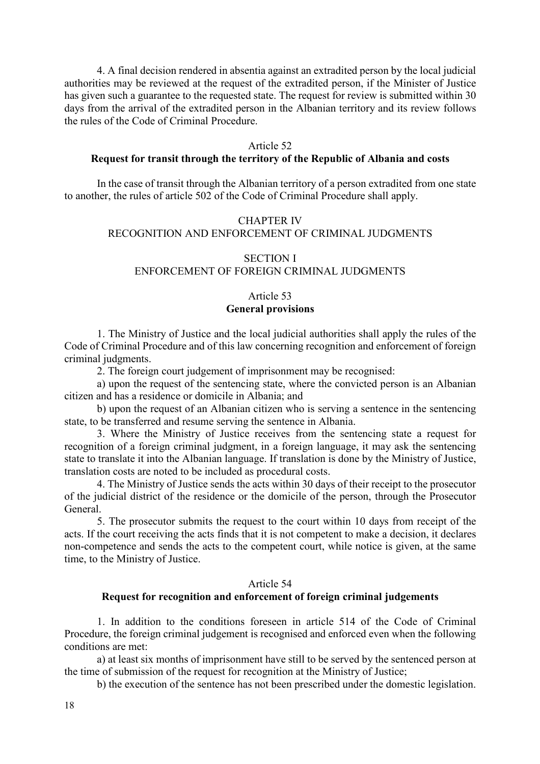4. A final decision rendered in absentia against an extradited person by the local judicial authorities may be reviewed at the request of the extradited person, if the Minister of Justice has given such a guarantee to the requested state. The request for review is submitted within 30 days from the arrival of the extradited person in the Albanian territory and its review follows the rules of the Code of Criminal Procedure.

Article 52
**Request for transit through the territory of the Republic of Albania and costs**

In the case of transit through the Albanian territory of a person extradited from one state to another, the rules of article 502 of the Code of Criminal Procedure shall apply.

## CHAPTER IV
## RECOGNITION AND ENFORCEMENT OF CRIMINAL JUDGMENTS

### SECTION I
### ENFORCEMENT OF FOREIGN CRIMINAL JUDGMENTS

Article 53
**General provisions**

1. The Ministry of Justice and the local judicial authorities shall apply the rules of the Code of Criminal Procedure and of this law concerning recognition and enforcement of foreign criminal judgments.

2. The foreign court judgement of imprisonment may be recognised:

a) upon the request of the sentencing state, where the convicted person is an Albanian citizen and has a residence or domicile in Albania; and

b) upon the request of an Albanian citizen who is serving a sentence in the sentencing state, to be transferred and resume serving the sentence in Albania.

3. Where the Ministry of Justice receives from the sentencing state a request for recognition of a foreign criminal judgment, in a foreign language, it may ask the sentencing state to translate it into the Albanian language. If translation is done by the Ministry of Justice, translation costs are noted to be included as procedural costs.

4. The Ministry of Justice sends the acts within 30 days of their receipt to the prosecutor of the judicial district of the residence or the domicile of the person, through the Prosecutor General.

5. The prosecutor submits the request to the court within 10 days from receipt of the acts. If the court receiving the acts finds that it is not competent to make a decision, it declares non-competence and sends the acts to the competent court, while notice is given, at the same time, to the Ministry of Justice.

Article 54
**Request for recognition and enforcement of foreign criminal judgements**

1. In addition to the conditions foreseen in article 514 of the Code of Criminal Procedure, the foreign criminal judgement is recognised and enforced even when the following conditions are met:

a) at least six months of imprisonment have still to be served by the sentenced person at the time of submission of the request for recognition at the Ministry of Justice;

b) the execution of the sentence has not been prescribed under the domestic legislation.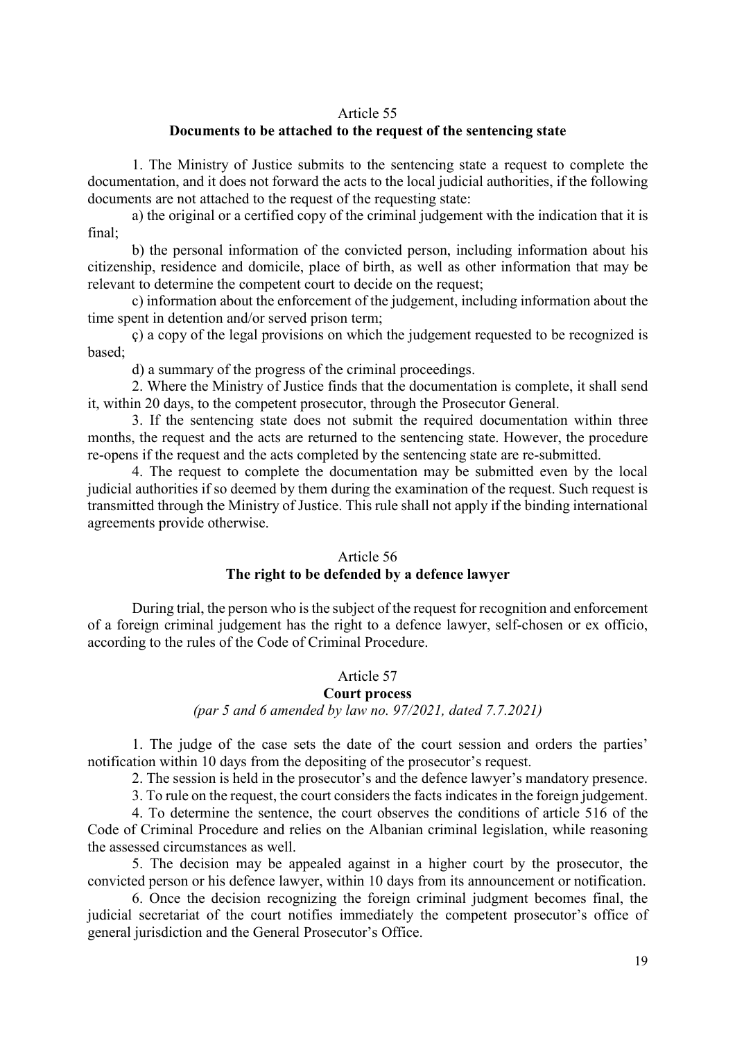### Article 55

### Documents to be attached to the request of the sentencing state

1. The Ministry of Justice submits to the sentencing state a request to complete the documentation, and it does not forward the acts to the local judicial authorities, if the following documents are not attached to the request of the requesting state:

a) the original or a certified copy of the criminal judgement with the indication that it is final;

b) the personal information of the convicted person, including information about his citizenship, residence and domicile, place of birth, as well as other information that may be relevant to determine the competent court to decide on the request;

c) information about the enforcement of the judgement, including information about the time spent in detention and/or served prison term;

ç) a copy of the legal provisions on which the judgement requested to be recognized is based;

d) a summary of the progress of the criminal proceedings.

2. Where the Ministry of Justice finds that the documentation is complete, it shall send it, within 20 days, to the competent prosecutor, through the Prosecutor General.

3. If the sentencing state does not submit the required documentation within three months, the request and the acts are returned to the sentencing state. However, the procedure re-opens if the request and the acts completed by the sentencing state are re-submitted.

4. The request to complete the documentation may be submitted even by the local judicial authorities if so deemed by them during the examination of the request. Such request is transmitted through the Ministry of Justice. This rule shall not apply if the binding international agreements provide otherwise.

### Article 56

### The right to be defended by a defence lawyer

During trial, the person who is the subject of the request for recognition and enforcement of a foreign criminal judgement has the right to a defence lawyer, self-chosen or ex officio, according to the rules of the Code of Criminal Procedure.

### Article 57

### Court process

*(par 5 and 6 amended by law no. 97/2021, dated 7.7.2021)*

1. The judge of the case sets the date of the court session and orders the parties' notification within 10 days from the depositing of the prosecutor's request.

2. The session is held in the prosecutor's and the defence lawyer's mandatory presence.

3. To rule on the request, the court considers the facts indicates in the foreign judgement.

4. To determine the sentence, the court observes the conditions of article 516 of the Code of Criminal Procedure and relies on the Albanian criminal legislation, while reasoning the assessed circumstances as well.

5. The decision may be appealed against in a higher court by the prosecutor, the convicted person or his defence lawyer, within 10 days from its announcement or notification.

6. Once the decision recognizing the foreign criminal judgment becomes final, the judicial secretariat of the court notifies immediately the competent prosecutor's office of general jurisdiction and the General Prosecutor's Office.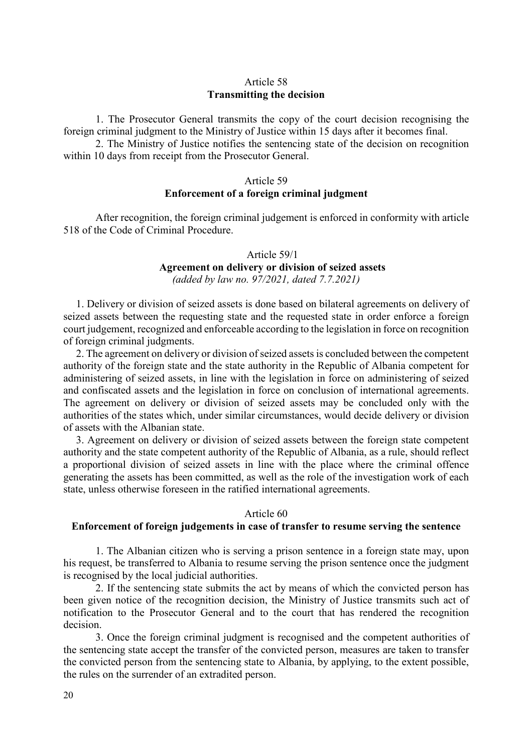## Article 58
### Transmitting the decision

1. The Prosecutor General transmits the copy of the court decision recognising the foreign criminal judgment to the Ministry of Justice within 15 days after it becomes final.

2. The Ministry of Justice notifies the sentencing state of the decision on recognition within 10 days from receipt from the Prosecutor General.

## Article 59
### Enforcement of a foreign criminal judgment

After recognition, the foreign criminal judgement is enforced in conformity with article 518 of the Code of Criminal Procedure.

## Article 59/1
### Agreement on delivery or division of seized assets

*(added by law no. 97/2021, dated 7.7.2021)*

1. Delivery or division of seized assets is done based on bilateral agreements on delivery of seized assets between the requesting state and the requested state in order enforce a foreign court judgement, recognized and enforceable according to the legislation in force on recognition of foreign criminal judgments.

2. The agreement on delivery or division of seized assets is concluded between the competent authority of the foreign state and the state authority in the Republic of Albania competent for administering of seized assets, in line with the legislation in force on administering of seized and confiscated assets and the legislation in force on conclusion of international agreements. The agreement on delivery or division of seized assets may be concluded only with the authorities of the states which, under similar circumstances, would decide delivery or division of assets with the Albanian state.

3. Agreement on delivery or division of seized assets between the foreign state competent authority and the state competent authority of the Republic of Albania, as a rule, should reflect a proportional division of seized assets in line with the place where the criminal offence generating the assets has been committed, as well as the role of the investigation work of each state, unless otherwise foreseen in the ratified international agreements.

## Article 60
### Enforcement of foreign judgements in case of transfer to resume serving the sentence

1. The Albanian citizen who is serving a prison sentence in a foreign state may, upon his request, be transferred to Albania to resume serving the prison sentence once the judgment is recognised by the local judicial authorities.

2. If the sentencing state submits the act by means of which the convicted person has been given notice of the recognition decision, the Ministry of Justice transmits such act of notification to the Prosecutor General and to the court that has rendered the recognition decision.

3. Once the foreign criminal judgment is recognised and the competent authorities of the sentencing state accept the transfer of the convicted person, measures are taken to transfer the convicted person from the sentencing state to Albania, by applying, to the extent possible, the rules on the surrender of an extradited person.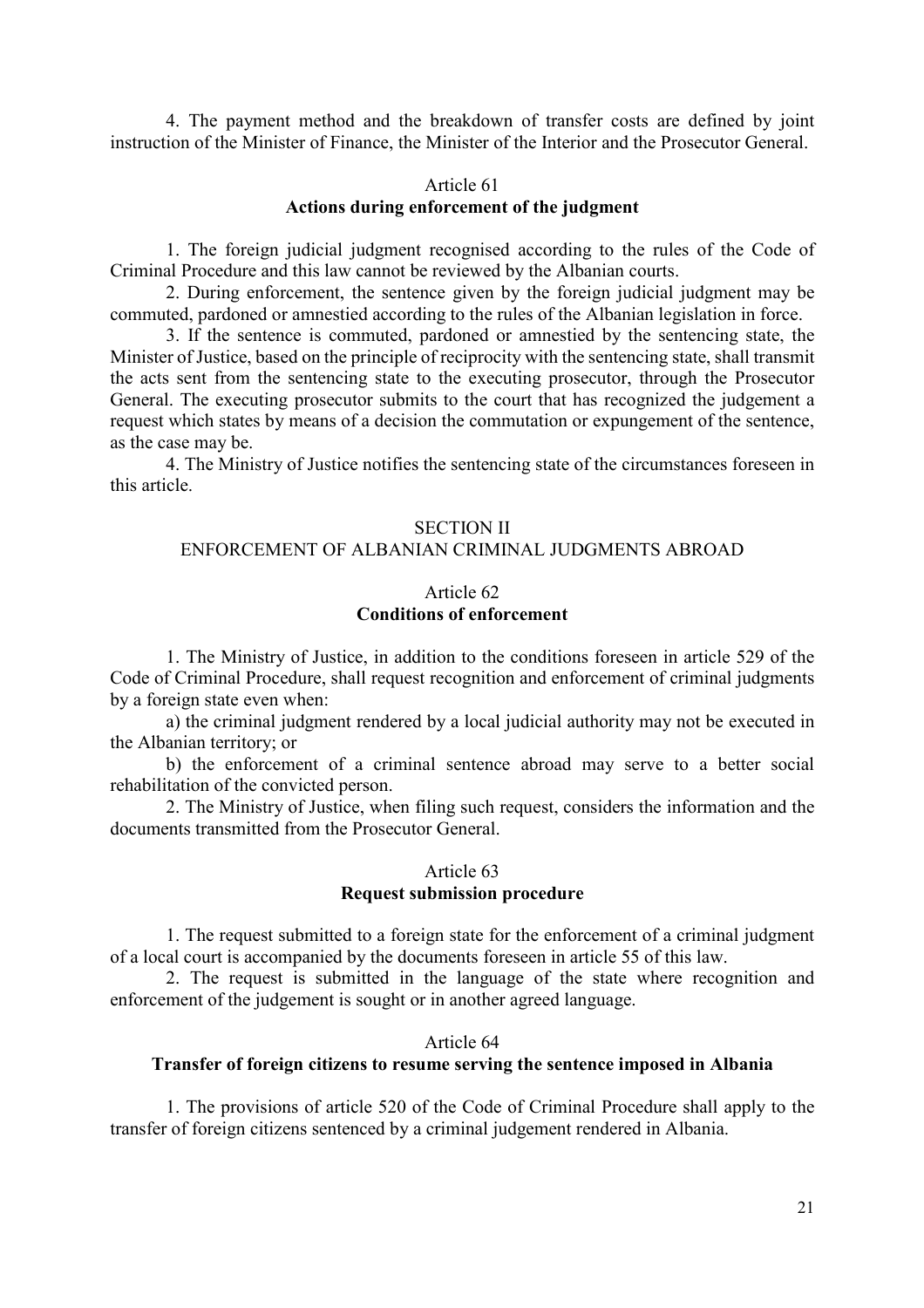4. The payment method and the breakdown of transfer costs are defined by joint instruction of the Minister of Finance, the Minister of the Interior and the Prosecutor General.

### Article 61
### Actions during enforcement of the judgment

1. The foreign judicial judgment recognised according to the rules of the Code of Criminal Procedure and this law cannot be reviewed by the Albanian courts.

2. During enforcement, the sentence given by the foreign judicial judgment may be commuted, pardoned or amnestied according to the rules of the Albanian legislation in force.

3. If the sentence is commuted, pardoned or amnestied by the sentencing state, the Minister of Justice, based on the principle of reciprocity with the sentencing state, shall transmit the acts sent from the sentencing state to the executing prosecutor, through the Prosecutor General. The executing prosecutor submits to the court that has recognized the judgement a request which states by means of a decision the commutation or expungement of the sentence, as the case may be.

4. The Ministry of Justice notifies the sentencing state of the circumstances foreseen in this article.

## SECTION II
## ENFORCEMENT OF ALBANIAN CRIMINAL JUDGMENTS ABROAD

### Article 62
### Conditions of enforcement

1. The Ministry of Justice, in addition to the conditions foreseen in article 529 of the Code of Criminal Procedure, shall request recognition and enforcement of criminal judgments by a foreign state even when:

a) the criminal judgment rendered by a local judicial authority may not be executed in the Albanian territory; or

b) the enforcement of a criminal sentence abroad may serve to a better social rehabilitation of the convicted person.

2. The Ministry of Justice, when filing such request, considers the information and the documents transmitted from the Prosecutor General.

### Article 63
### Request submission procedure

1. The request submitted to a foreign state for the enforcement of a criminal judgment of a local court is accompanied by the documents foreseen in article 55 of this law.

2. The request is submitted in the language of the state where recognition and enforcement of the judgement is sought or in another agreed language.

### Article 64
### Transfer of foreign citizens to resume serving the sentence imposed in Albania

1. The provisions of article 520 of the Code of Criminal Procedure shall apply to the transfer of foreign citizens sentenced by a criminal judgement rendered in Albania.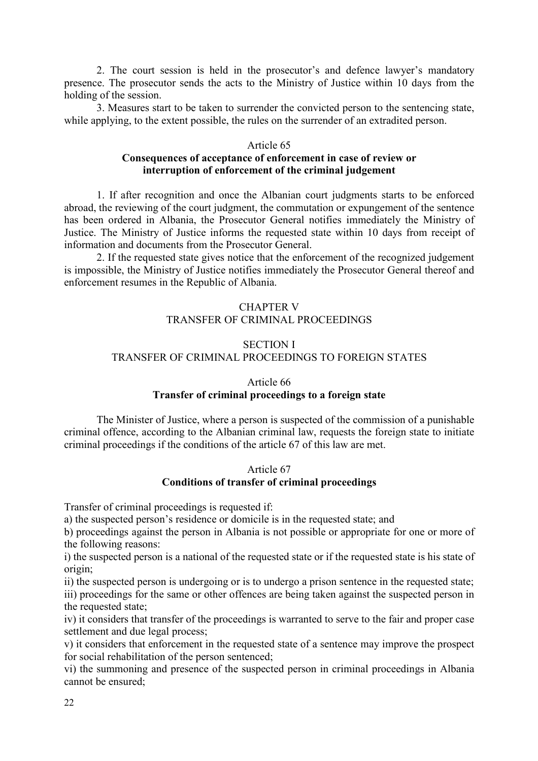2. The court session is held in the prosecutor's and defence lawyer's mandatory presence. The prosecutor sends the acts to the Ministry of Justice within 10 days from the holding of the session.

3. Measures start to be taken to surrender the convicted person to the sentencing state, while applying, to the extent possible, the rules on the surrender of an extradited person.

Article 65

**Consequences of acceptance of enforcement in case of review or interruption of enforcement of the criminal judgement**

1. If after recognition and once the Albanian court judgments starts to be enforced abroad, the reviewing of the court judgment, the commutation or expungement of the sentence has been ordered in Albania, the Prosecutor General notifies immediately the Ministry of Justice. The Ministry of Justice informs the requested state within 10 days from receipt of information and documents from the Prosecutor General.

2. If the requested state gives notice that the enforcement of the recognized judgement is impossible, the Ministry of Justice notifies immediately the Prosecutor General thereof and enforcement resumes in the Republic of Albania.

## CHAPTER V
## TRANSFER OF CRIMINAL PROCEEDINGS

### SECTION I
### TRANSFER OF CRIMINAL PROCEEDINGS TO FOREIGN STATES

Article 66

**Transfer of criminal proceedings to a foreign state**

The Minister of Justice, where a person is suspected of the commission of a punishable criminal offence, according to the Albanian criminal law, requests the foreign state to initiate criminal proceedings if the conditions of the article 67 of this law are met.

Article 67

**Conditions of transfer of criminal proceedings**

Transfer of criminal proceedings is requested if:

a) the suspected person's residence or domicile is in the requested state; and

b) proceedings against the person in Albania is not possible or appropriate for one or more of the following reasons:

i) the suspected person is a national of the requested state or if the requested state is his state of origin;

ii) the suspected person is undergoing or is to undergo a prison sentence in the requested state;

iii) proceedings for the same or other offences are being taken against the suspected person in the requested state;

iv) it considers that transfer of the proceedings is warranted to serve to the fair and proper case settlement and due legal process;

v) it considers that enforcement in the requested state of a sentence may improve the prospect for social rehabilitation of the person sentenced;

vi) the summoning and presence of the suspected person in criminal proceedings in Albania cannot be ensured;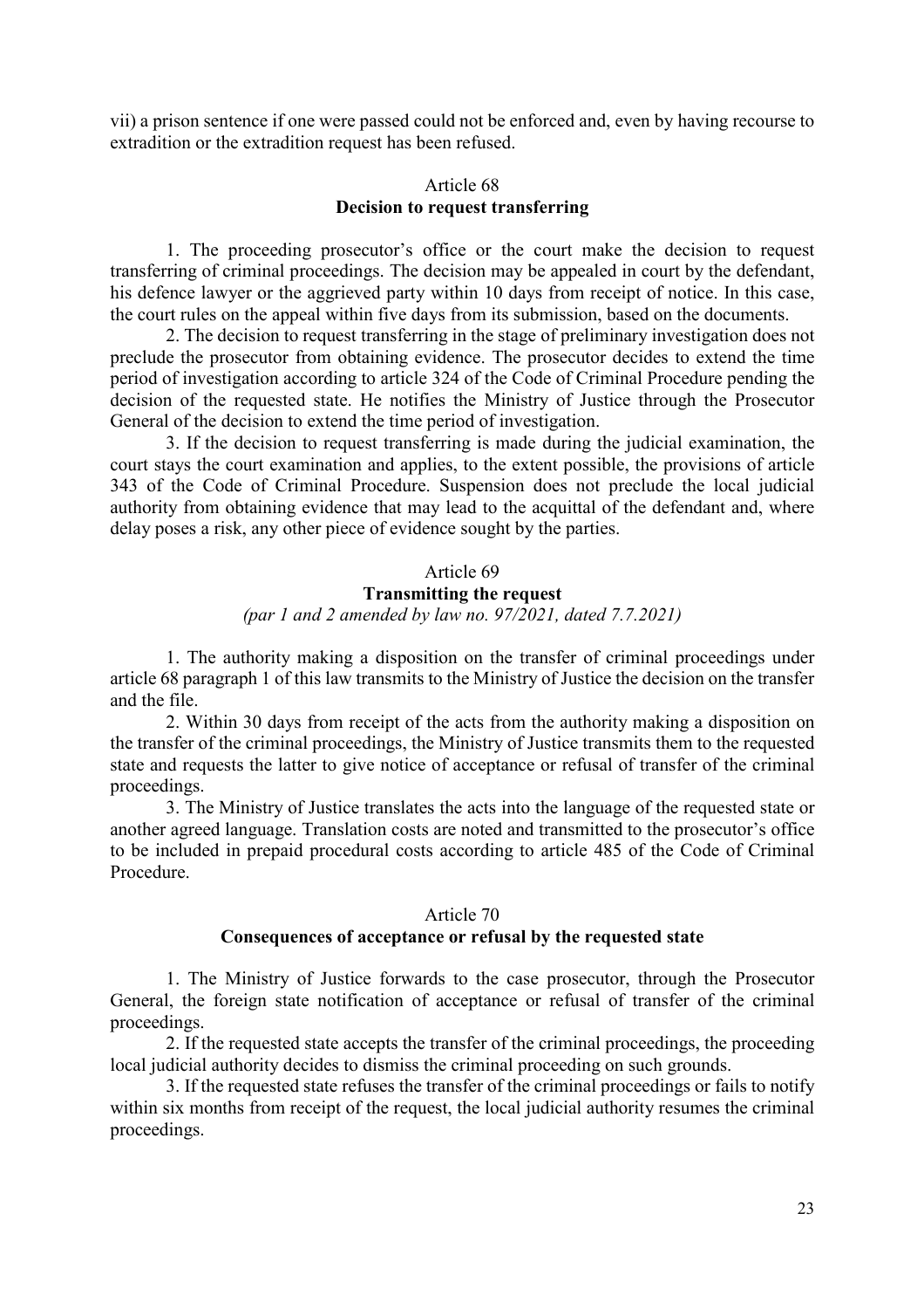vii) a prison sentence if one were passed could not be enforced and, even by having recourse to extradition or the extradition request has been refused.

### Article 68
### Decision to request transferring

1. The proceeding prosecutor's office or the court make the decision to request transferring of criminal proceedings. The decision may be appealed in court by the defendant, his defence lawyer or the aggrieved party within 10 days from receipt of notice. In this case, the court rules on the appeal within five days from its submission, based on the documents.

2. The decision to request transferring in the stage of preliminary investigation does not preclude the prosecutor from obtaining evidence. The prosecutor decides to extend the time period of investigation according to article 324 of the Code of Criminal Procedure pending the decision of the requested state. He notifies the Ministry of Justice through the Prosecutor General of the decision to extend the time period of investigation.

3. If the decision to request transferring is made during the judicial examination, the court stays the court examination and applies, to the extent possible, the provisions of article 343 of the Code of Criminal Procedure. Suspension does not preclude the local judicial authority from obtaining evidence that may lead to the acquittal of the defendant and, where delay poses a risk, any other piece of evidence sought by the parties.

### Article 69
### Transmitting the request
*(par 1 and 2 amended by law no. 97/2021, dated 7.7.2021)*

1. The authority making a disposition on the transfer of criminal proceedings under article 68 paragraph 1 of this law transmits to the Ministry of Justice the decision on the transfer and the file.

2. Within 30 days from receipt of the acts from the authority making a disposition on the transfer of the criminal proceedings, the Ministry of Justice transmits them to the requested state and requests the latter to give notice of acceptance or refusal of transfer of the criminal proceedings.

3. The Ministry of Justice translates the acts into the language of the requested state or another agreed language. Translation costs are noted and transmitted to the prosecutor's office to be included in prepaid procedural costs according to article 485 of the Code of Criminal Procedure.

### Article 70
### Consequences of acceptance or refusal by the requested state

1. The Ministry of Justice forwards to the case prosecutor, through the Prosecutor General, the foreign state notification of acceptance or refusal of transfer of the criminal proceedings.

2. If the requested state accepts the transfer of the criminal proceedings, the proceeding local judicial authority decides to dismiss the criminal proceeding on such grounds.

3. If the requested state refuses the transfer of the criminal proceedings or fails to notify within six months from receipt of the request, the local judicial authority resumes the criminal proceedings.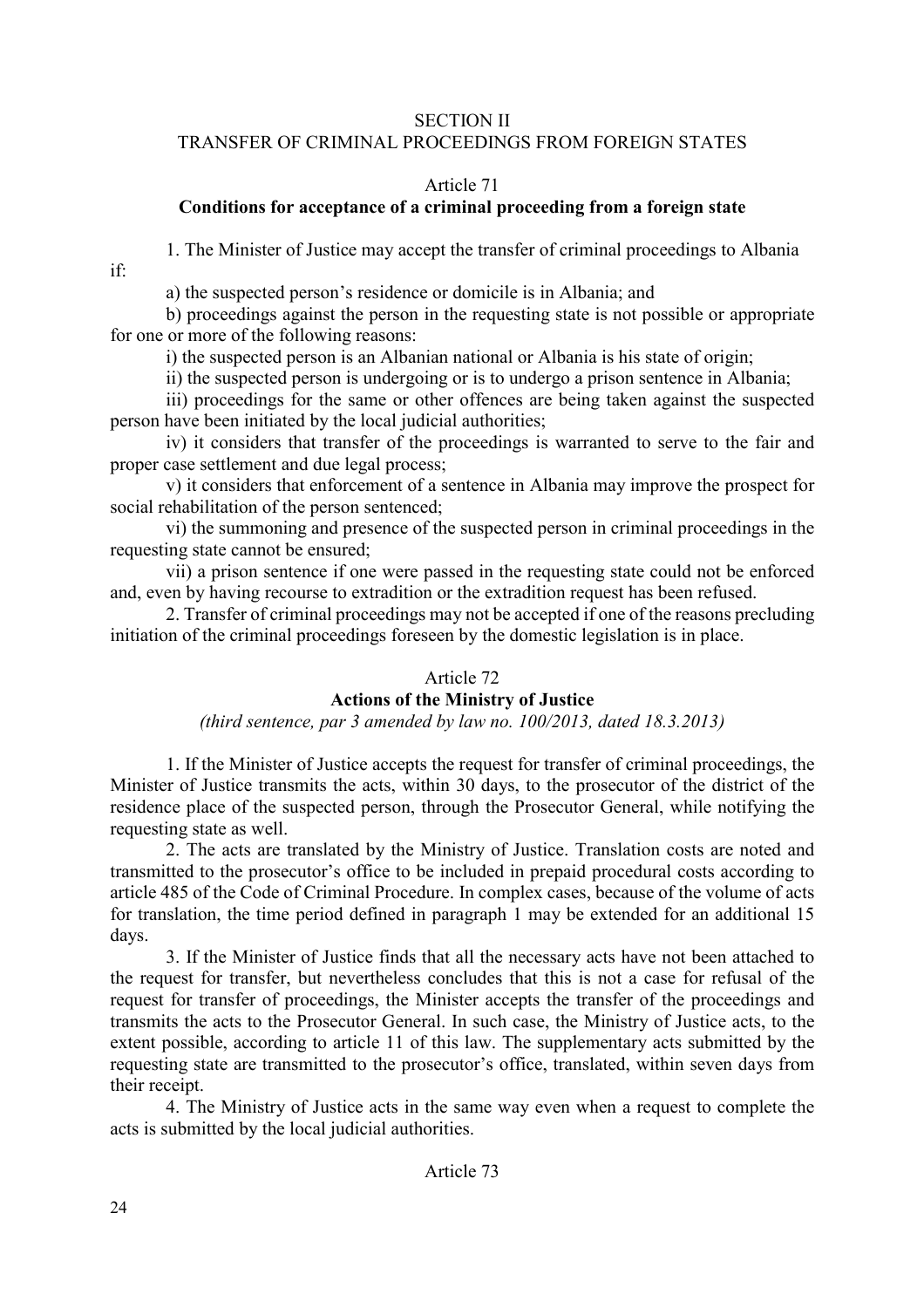## SECTION II
## TRANSFER OF CRIMINAL PROCEEDINGS FROM FOREIGN STATES

### Article 71
### Conditions for acceptance of a criminal proceeding from a foreign state

1. The Minister of Justice may accept the transfer of criminal proceedings to Albania if:

a) the suspected person's residence or domicile is in Albania; and

b) proceedings against the person in the requesting state is not possible or appropriate for one or more of the following reasons:

i) the suspected person is an Albanian national or Albania is his state of origin;

ii) the suspected person is undergoing or is to undergo a prison sentence in Albania;

iii) proceedings for the same or other offences are being taken against the suspected person have been initiated by the local judicial authorities;

iv) it considers that transfer of the proceedings is warranted to serve to the fair and proper case settlement and due legal process;

v) it considers that enforcement of a sentence in Albania may improve the prospect for social rehabilitation of the person sentenced;

vi) the summoning and presence of the suspected person in criminal proceedings in the requesting state cannot be ensured;

vii) a prison sentence if one were passed in the requesting state could not be enforced and, even by having recourse to extradition or the extradition request has been refused.

2. Transfer of criminal proceedings may not be accepted if one of the reasons precluding initiation of the criminal proceedings foreseen by the domestic legislation is in place.

### Article 72
### Actions of the Ministry of Justice

*(third sentence, par 3 amended by law no. 100/2013, dated 18.3.2013)*

1. If the Minister of Justice accepts the request for transfer of criminal proceedings, the Minister of Justice transmits the acts, within 30 days, to the prosecutor of the district of the residence place of the suspected person, through the Prosecutor General, while notifying the requesting state as well.

2. The acts are translated by the Ministry of Justice. Translation costs are noted and transmitted to the prosecutor's office to be included in prepaid procedural costs according to article 485 of the Code of Criminal Procedure. In complex cases, because of the volume of acts for translation, the time period defined in paragraph 1 may be extended for an additional 15 days.

3. If the Minister of Justice finds that all the necessary acts have not been attached to the request for transfer, but nevertheless concludes that this is not a case for refusal of the request for transfer of proceedings, the Minister accepts the transfer of the proceedings and transmits the acts to the Prosecutor General. In such case, the Ministry of Justice acts, to the extent possible, according to article 11 of this law. The supplementary acts submitted by the requesting state are transmitted to the prosecutor's office, translated, within seven days from their receipt.

4. The Ministry of Justice acts in the same way even when a request to complete the acts is submitted by the local judicial authorities.

### Article 73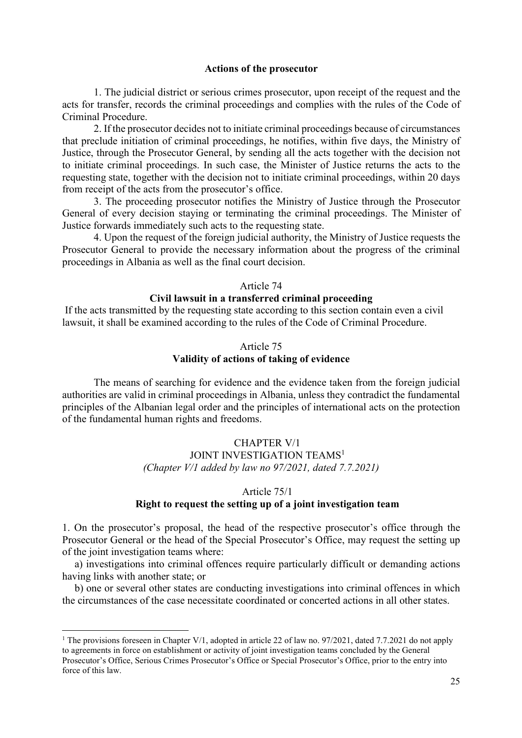**Actions of the prosecutor**

1. The judicial district or serious crimes prosecutor, upon receipt of the request and the acts for transfer, records the criminal proceedings and complies with the rules of the Code of Criminal Procedure.

2. If the prosecutor decides not to initiate criminal proceedings because of circumstances that preclude initiation of criminal proceedings, he notifies, within five days, the Ministry of Justice, through the Prosecutor General, by sending all the acts together with the decision not to initiate criminal proceedings. In such case, the Minister of Justice returns the acts to the requesting state, together with the decision not to initiate criminal proceedings, within 20 days from receipt of the acts from the prosecutor's office.

3. The proceeding prosecutor notifies the Ministry of Justice through the Prosecutor General of every decision staying or terminating the criminal proceedings. The Minister of Justice forwards immediately such acts to the requesting state.

4. Upon the request of the foreign judicial authority, the Ministry of Justice requests the Prosecutor General to provide the necessary information about the progress of the criminal proceedings in Albania as well as the final court decision.

Article 74

**Civil lawsuit in a transferred criminal proceeding**

If the acts transmitted by the requesting state according to this section contain even a civil lawsuit, it shall be examined according to the rules of the Code of Criminal Procedure.

Article 75

**Validity of actions of taking of evidence**

The means of searching for evidence and the evidence taken from the foreign judicial authorities are valid in criminal proceedings in Albania, unless they contradict the fundamental principles of the Albanian legal order and the principles of international acts on the protection of the fundamental human rights and freedoms.

## CHAPTER V/1

## JOINT INVESTIGATION TEAMS[1]

*(Chapter V/1 added by law no 97/2021, dated 7.7.2021)*

Article 75/1

**Right to request the setting up of a joint investigation team**

1. On the prosecutor's proposal, the head of the respective prosecutor's office through the Prosecutor General or the head of the Special Prosecutor's Office, may request the setting up of the joint investigation teams where:

a) investigations into criminal offences require particularly difficult or demanding actions having links with another state; or

b) one or several other states are conducting investigations into criminal offences in which the circumstances of the case necessitate coordinated or concerted actions in all other states.

---

[1] The provisions foreseen in Chapter V/1, adopted in article 22 of law no. 97/2021, dated 7.7.2021 do not apply to agreements in force on establishment or activity of joint investigation teams concluded by the General Prosecutor's Office, Serious Crimes Prosecutor's Office or Special Prosecutor's Office, prior to the entry into force of this law.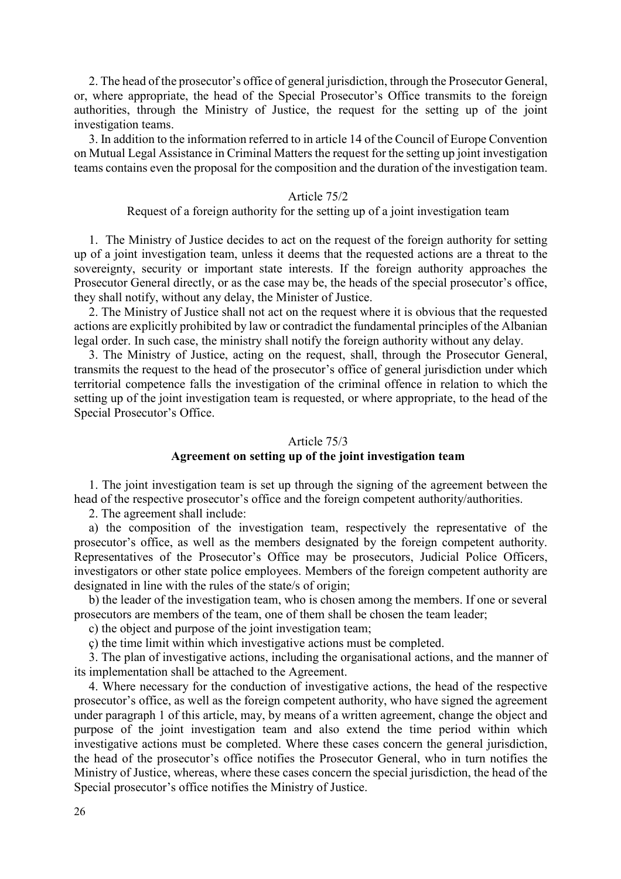2. The head of the prosecutor's office of general jurisdiction, through the Prosecutor General, or, where appropriate, the head of the Special Prosecutor's Office transmits to the foreign authorities, through the Ministry of Justice, the request for the setting up of the joint investigation teams.

3. In addition to the information referred to in article 14 of the Council of Europe Convention on Mutual Legal Assistance in Criminal Matters the request for the setting up joint investigation teams contains even the proposal for the composition and the duration of the investigation team.

### Article 75/2

### Request of a foreign authority for the setting up of a joint investigation team

1. The Ministry of Justice decides to act on the request of the foreign authority for setting up of a joint investigation team, unless it deems that the requested actions are a threat to the sovereignty, security or important state interests. If the foreign authority approaches the Prosecutor General directly, or as the case may be, the heads of the special prosecutor's office, they shall notify, without any delay, the Minister of Justice.

2. The Ministry of Justice shall not act on the request where it is obvious that the requested actions are explicitly prohibited by law or contradict the fundamental principles of the Albanian legal order. In such case, the ministry shall notify the foreign authority without any delay.

3. The Ministry of Justice, acting on the request, shall, through the Prosecutor General, transmits the request to the head of the prosecutor's office of general jurisdiction under which territorial competence falls the investigation of the criminal offence in relation to which the setting up of the joint investigation team is requested, or where appropriate, to the head of the Special Prosecutor's Office.

### Article 75/3

### **Agreement on setting up of the joint investigation team**

1. The joint investigation team is set up through the signing of the agreement between the head of the respective prosecutor's office and the foreign competent authority/authorities.

2. The agreement shall include:

a) the composition of the investigation team, respectively the representative of the prosecutor's office, as well as the members designated by the foreign competent authority. Representatives of the Prosecutor's Office may be prosecutors, Judicial Police Officers, investigators or other state police employees. Members of the foreign competent authority are designated in line with the rules of the state/s of origin;

b) the leader of the investigation team, who is chosen among the members. If one or several prosecutors are members of the team, one of them shall be chosen the team leader;

c) the object and purpose of the joint investigation team;

ç) the time limit within which investigative actions must be completed.

3. The plan of investigative actions, including the organisational actions, and the manner of its implementation shall be attached to the Agreement.

4. Where necessary for the conduction of investigative actions, the head of the respective prosecutor's office, as well as the foreign competent authority, who have signed the agreement under paragraph 1 of this article, may, by means of a written agreement, change the object and purpose of the joint investigation team and also extend the time period within which investigative actions must be completed. Where these cases concern the general jurisdiction, the head of the prosecutor's office notifies the Prosecutor General, who in turn notifies the Ministry of Justice, whereas, where these cases concern the special jurisdiction, the head of the Special prosecutor's office notifies the Ministry of Justice.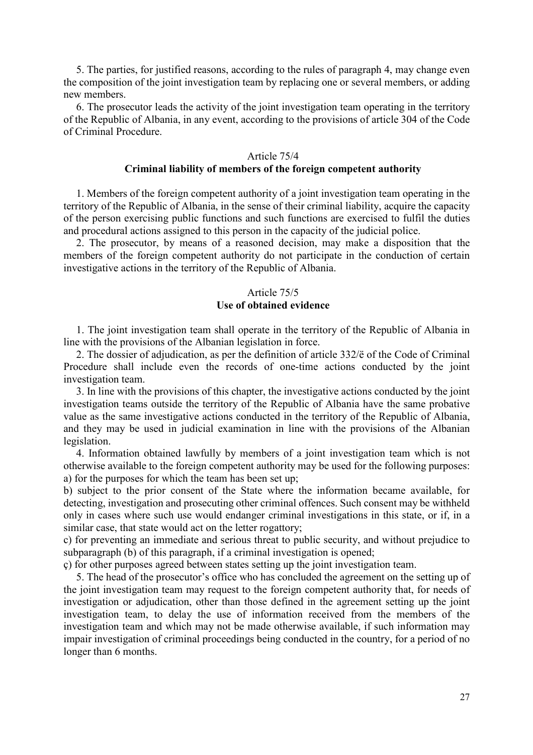5. The parties, for justified reasons, according to the rules of paragraph 4, may change even the composition of the joint investigation team by replacing one or several members, or adding new members.

6. The prosecutor leads the activity of the joint investigation team operating in the territory of the Republic of Albania, in any event, according to the provisions of article 304 of the Code of Criminal Procedure.

### Article 75/4
### Criminal liability of members of the foreign competent authority

1. Members of the foreign competent authority of a joint investigation team operating in the territory of the Republic of Albania, in the sense of their criminal liability, acquire the capacity of the person exercising public functions and such functions are exercised to fulfil the duties and procedural actions assigned to this person in the capacity of the judicial police.

2. The prosecutor, by means of a reasoned decision, may make a disposition that the members of the foreign competent authority do not participate in the conduction of certain investigative actions in the territory of the Republic of Albania.

### Article 75/5
### Use of obtained evidence

1. The joint investigation team shall operate in the territory of the Republic of Albania in line with the provisions of the Albanian legislation in force.

2. The dossier of adjudication, as per the definition of article 332/ë of the Code of Criminal Procedure shall include even the records of one-time actions conducted by the joint investigation team.

3. In line with the provisions of this chapter, the investigative actions conducted by the joint investigation teams outside the territory of the Republic of Albania have the same probative value as the same investigative actions conducted in the territory of the Republic of Albania, and they may be used in judicial examination in line with the provisions of the Albanian legislation.

4. Information obtained lawfully by members of a joint investigation team which is not otherwise available to the foreign competent authority may be used for the following purposes:
a) for the purposes for which the team has been set up;
b) subject to the prior consent of the State where the information became available, for detecting, investigation and prosecuting other criminal offences. Such consent may be withheld only in cases where such use would endanger criminal investigations in this state, or if, in a similar case, that state would act on the letter rogattory;
c) for preventing an immediate and serious threat to public security, and without prejudice to subparagraph (b) of this paragraph, if a criminal investigation is opened;
ç) for other purposes agreed between states setting up the joint investigation team.

5. The head of the prosecutor's office who has concluded the agreement on the setting up of the joint investigation team may request to the foreign competent authority that, for needs of investigation or adjudication, other than those defined in the agreement setting up the joint investigation team, to delay the use of information received from the members of the investigation team and which may not be made otherwise available, if such information may impair investigation of criminal proceedings being conducted in the country, for a period of no longer than 6 months.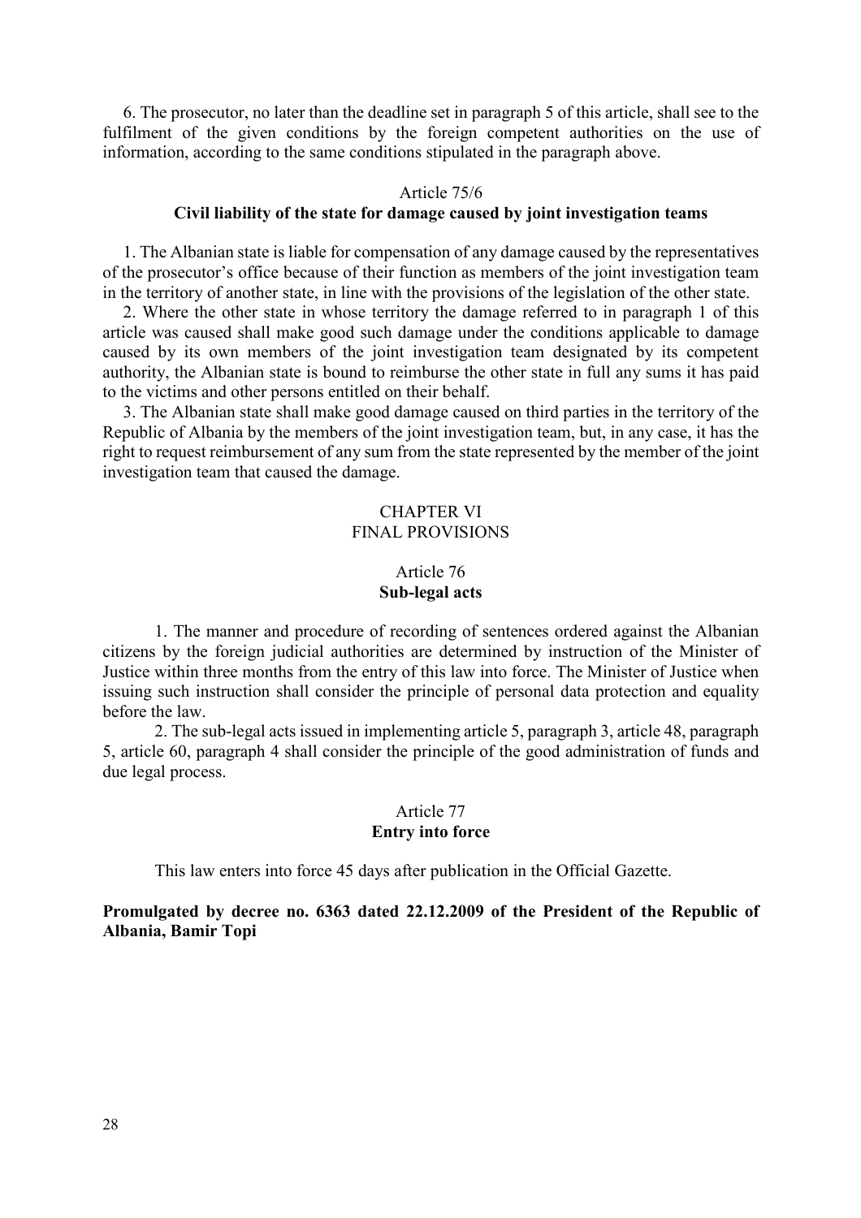6. The prosecutor, no later than the deadline set in paragraph 5 of this article, shall see to the fulfilment of the given conditions by the foreign competent authorities on the use of information, according to the same conditions stipulated in the paragraph above.

### Article 75/6
### Civil liability of the state for damage caused by joint investigation teams

1. The Albanian state is liable for compensation of any damage caused by the representatives of the prosecutor's office because of their function as members of the joint investigation team in the territory of another state, in line with the provisions of the legislation of the other state.

2. Where the other state in whose territory the damage referred to in paragraph 1 of this article was caused shall make good such damage under the conditions applicable to damage caused by its own members of the joint investigation team designated by its competent authority, the Albanian state is bound to reimburse the other state in full any sums it has paid to the victims and other persons entitled on their behalf.

3. The Albanian state shall make good damage caused on third parties in the territory of the Republic of Albania by the members of the joint investigation team, but, in any case, it has the right to request reimbursement of any sum from the state represented by the member of the joint investigation team that caused the damage.

## CHAPTER VI
## FINAL PROVISIONS

### Article 76
### Sub-legal acts

1. The manner and procedure of recording of sentences ordered against the Albanian citizens by the foreign judicial authorities are determined by instruction of the Minister of Justice within three months from the entry of this law into force. The Minister of Justice when issuing such instruction shall consider the principle of personal data protection and equality before the law.

2. The sub-legal acts issued in implementing article 5, paragraph 3, article 48, paragraph 5, article 60, paragraph 4 shall consider the principle of the good administration of funds and due legal process.

### Article 77
### Entry into force

This law enters into force 45 days after publication in the Official Gazette.

**Promulgated by decree no. 6363 dated 22.12.2009 of the President of the Republic of Albania, Bamir Topi**